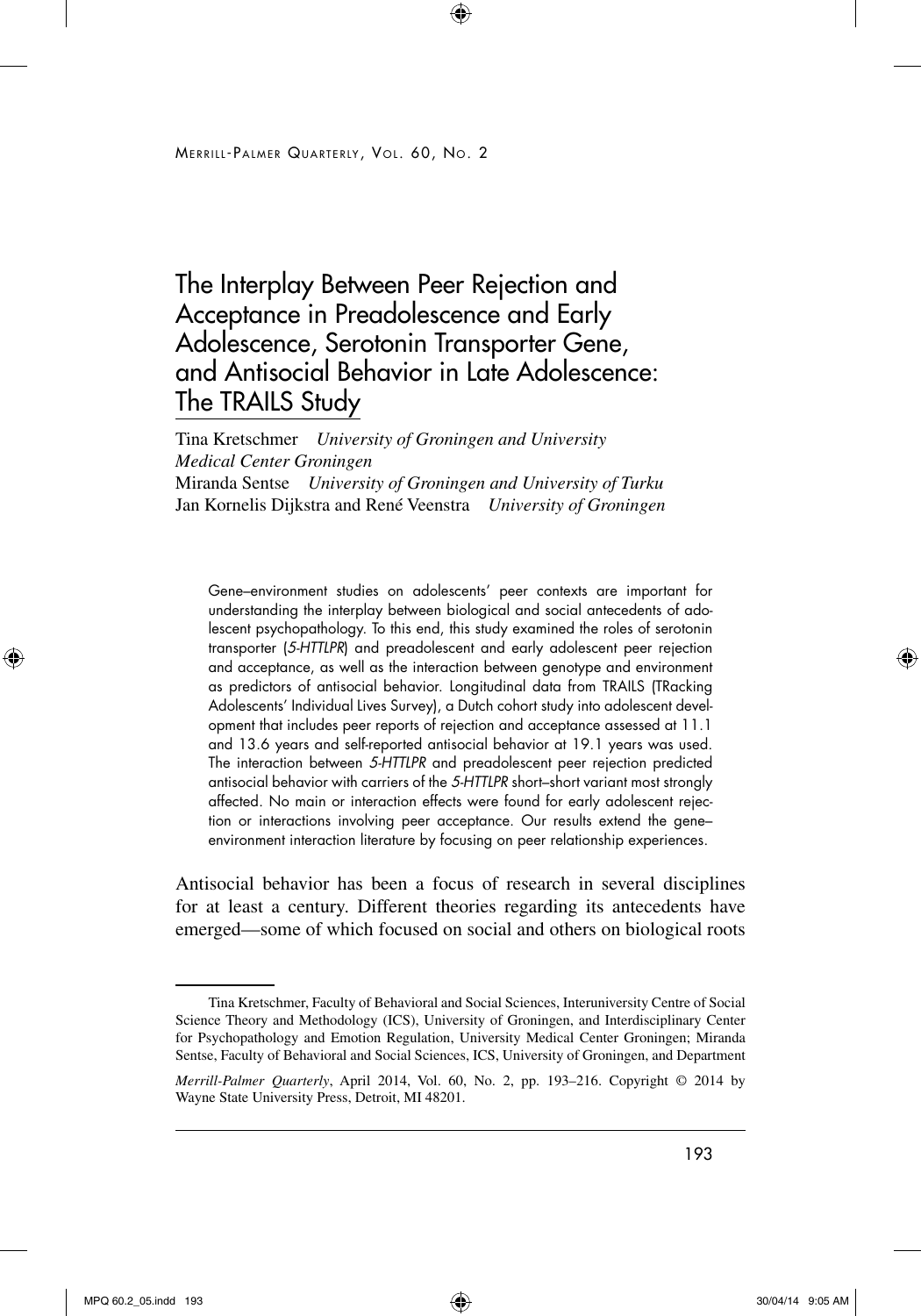# The Interplay Between Peer Rejection and Acceptance in Preadolescence and Early Adolescence, Serotonin Transporter Gene, and Antisocial Behavior in Late Adolescence: The TRAILS Study

Tina Kretschmer *University of Groningen and University Medical Center Groningen*
Miranda Sentse *University of Groningen and University of Turku*
Jan Kornelis Dijkstra and René Veenstra *University of Groningen*

> Gene–environment studies on adolescents' peer contexts are important for understanding the interplay between biological and social antecedents of adolescent psychopathology. To this end, this study examined the roles of serotonin transporter (*5-HTTLPR*) and preadolescent and early adolescent peer rejection and acceptance, as well as the interaction between genotype and environment as predictors of antisocial behavior. Longitudinal data from TRAILS (TRacking Adolescents' Individual Lives Survey), a Dutch cohort study into adolescent development that includes peer reports of rejection and acceptance assessed at 11.1 and 13.6 years and self-reported antisocial behavior at 19.1 years was used. The interaction between *5-HTTLPR* and preadolescent peer rejection predicted antisocial behavior with carriers of the *5-HTTLPR* short–short variant most strongly affected. No main or interaction effects were found for early adolescent rejection or interactions involving peer acceptance. Our results extend the gene–environment interaction literature by focusing on peer relationship experiences.

Antisocial behavior has been a focus of research in several disciplines for at least a century. Different theories regarding its antecedents have emerged—some of which focused on social and others on biological roots

---

Tina Kretschmer, Faculty of Behavioral and Social Sciences, Interuniversity Centre of Social Science Theory and Methodology (ICS), University of Groningen, and Interdisciplinary Center for Psychopathology and Emotion Regulation, University Medical Center Groningen; Miranda Sentse, Faculty of Behavioral and Social Sciences, ICS, University of Groningen, and Department

*Merrill-Palmer Quarterly*, April 2014, Vol. 60, No. 2, pp. 193–216. Copyright © 2014 by Wayne State University Press, Detroit, MI 48201.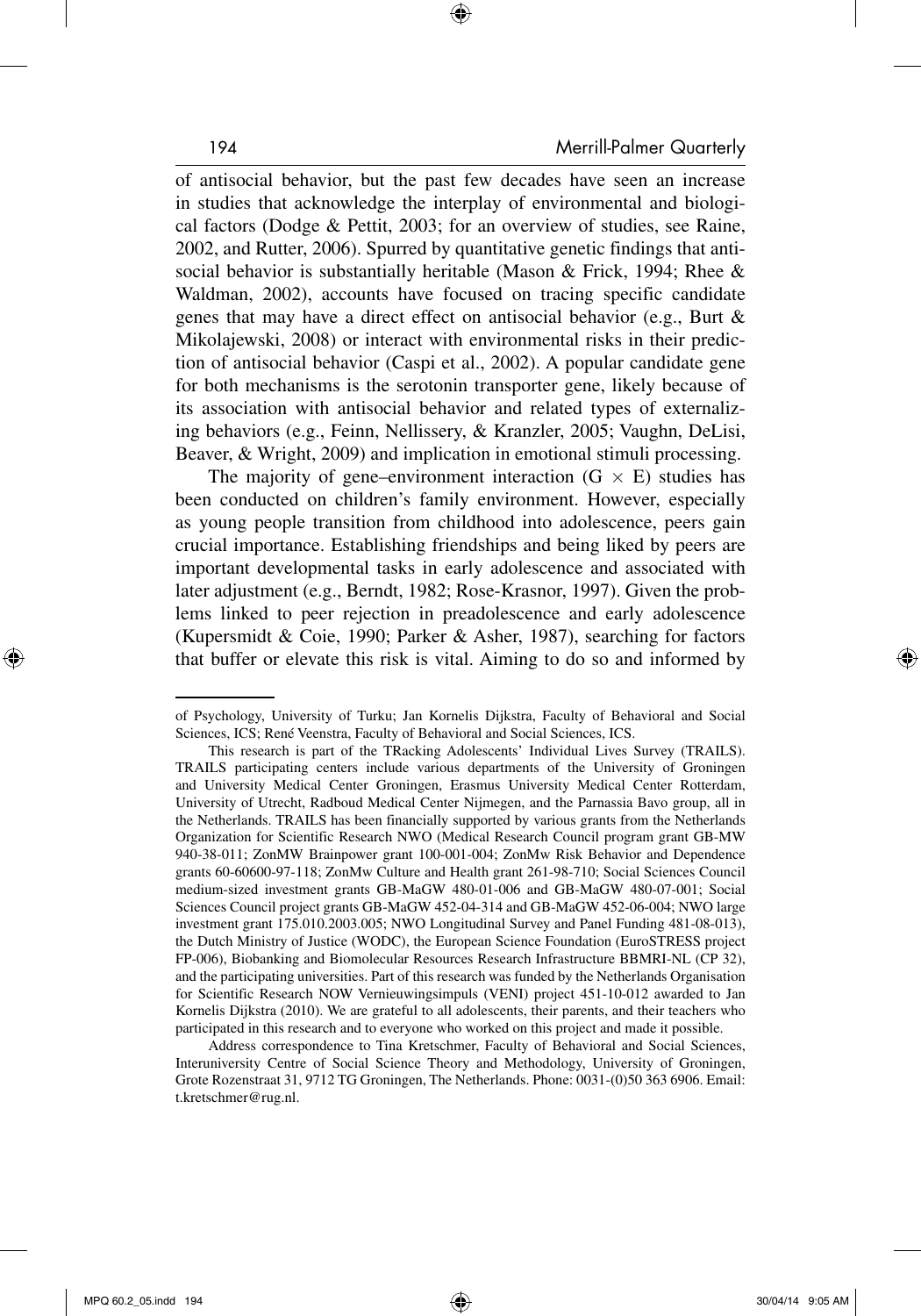of antisocial behavior, but the past few decades have seen an increase in studies that acknowledge the interplay of environmental and biological factors (Dodge & Pettit, 2003; for an overview of studies, see Raine, 2002, and Rutter, 2006). Spurred by quantitative genetic findings that antisocial behavior is substantially heritable (Mason & Frick, 1994; Rhee & Waldman, 2002), accounts have focused on tracing specific candidate genes that may have a direct effect on antisocial behavior (e.g., Burt & Mikolajewski, 2008) or interact with environmental risks in their prediction of antisocial behavior (Caspi et al., 2002). A popular candidate gene for both mechanisms is the serotonin transporter gene, likely because of its association with antisocial behavior and related types of externalizing behaviors (e.g., Feinn, Nellissery, & Kranzler, 2005; Vaughn, DeLisi, Beaver, & Wright, 2009) and implication in emotional stimuli processing.

The majority of gene–environment interaction ($G \times E$) studies has been conducted on children's family environment. However, especially as young people transition from childhood into adolescence, peers gain crucial importance. Establishing friendships and being liked by peers are important developmental tasks in early adolescence and associated with later adjustment (e.g., Berndt, 1982; Rose-Krasnor, 1997). Given the problems linked to peer rejection in preadolescence and early adolescence (Kupersmidt & Coie, 1990; Parker & Asher, 1987), searching for factors that buffer or elevate this risk is vital. Aiming to do so and informed by

of Psychology, University of Turku; Jan Kornelis Dijkstra, Faculty of Behavioral and Social Sciences, ICS; René Veenstra, Faculty of Behavioral and Social Sciences, ICS.

This research is part of the TRacking Adolescents' Individual Lives Survey (TRAILS). TRAILS participating centers include various departments of the University of Groningen and University Medical Center Groningen, Erasmus University Medical Center Rotterdam, University of Utrecht, Radboud Medical Center Nijmegen, and the Parnassia Bavo group, all in the Netherlands. TRAILS has been financially supported by various grants from the Netherlands Organization for Scientific Research NWO (Medical Research Council program grant GB-MW 940-38-011; ZonMW Brainpower grant 100-001-004; ZonMw Risk Behavior and Dependence grants 60-60600-97-118; ZonMw Culture and Health grant 261-98-710; Social Sciences Council medium-sized investment grants GB-MaGW 480-01-006 and GB-MaGW 480-07-001; Social Sciences Council project grants GB-MaGW 452-04-314 and GB-MaGW 452-06-004; NWO large investment grant 175.010.2003.005; NWO Longitudinal Survey and Panel Funding 481-08-013), the Dutch Ministry of Justice (WODC), the European Science Foundation (EuroSTRESS project FP-006), Biobanking and Biomolecular Resources Research Infrastructure BBMRI-NL (CP 32), and the participating universities. Part of this research was funded by the Netherlands Organisation for Scientific Research NOW Vernieuwingsimpuls (VENI) project 451-10-012 awarded to Jan Kornelis Dijkstra (2010). We are grateful to all adolescents, their parents, and their teachers who participated in this research and to everyone who worked on this project and made it possible.

Address correspondence to Tina Kretschmer, Faculty of Behavioral and Social Sciences, Interuniversity Centre of Social Science Theory and Methodology, University of Groningen, Grote Rozenstraat 31, 9712 TG Groningen, The Netherlands. Phone: 0031-(0)50 363 6906. Email: t.kretschmer@rug.nl.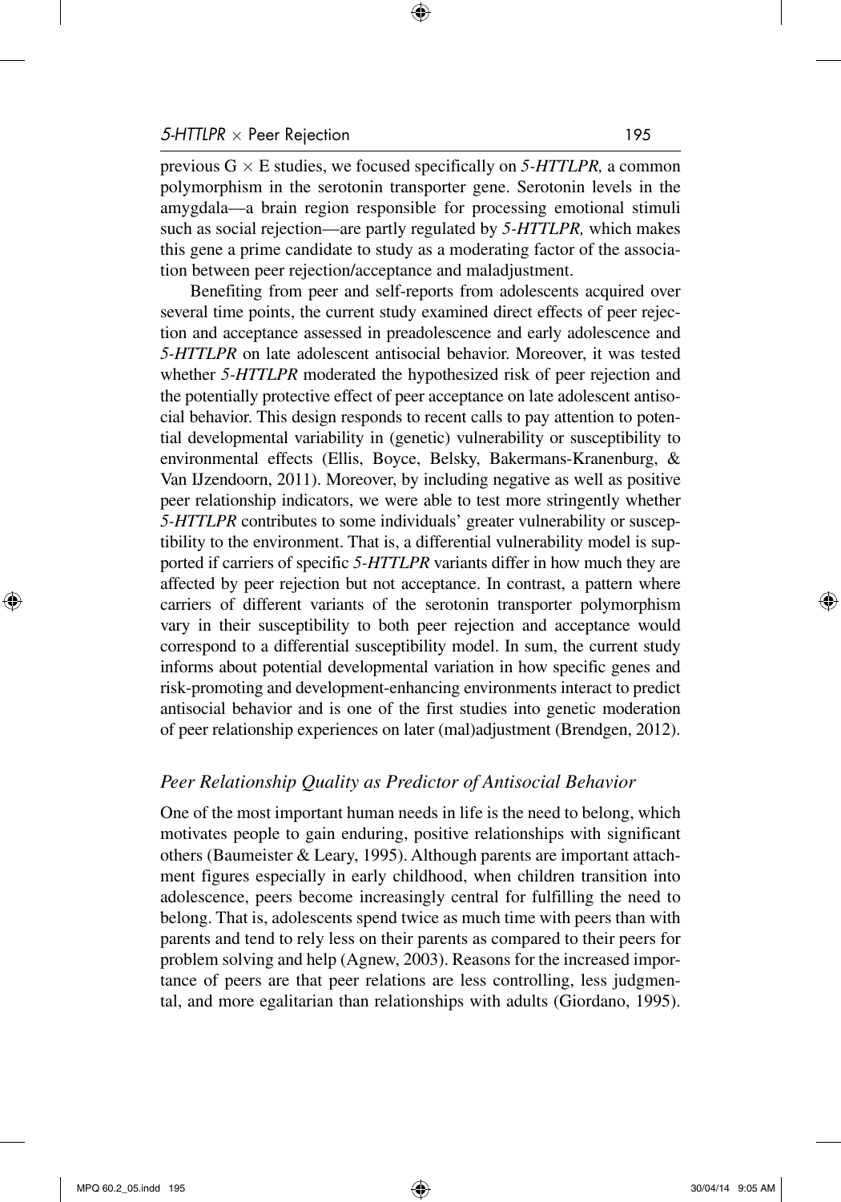previous G $\times$ E studies, we focused specifically on *5-HTTLPR,* a common polymorphism in the serotonin transporter gene. Serotonin levels in the amygdala—a brain region responsible for processing emotional stimuli such as social rejection—are partly regulated by *5-HTTLPR,* which makes this gene a prime candidate to study as a moderating factor of the association between peer rejection/acceptance and maladjustment.

Benefiting from peer and self-reports from adolescents acquired over several time points, the current study examined direct effects of peer rejection and acceptance assessed in preadolescence and early adolescence and *5-HTTLPR* on late adolescent antisocial behavior. Moreover, it was tested whether *5-HTTLPR* moderated the hypothesized risk of peer rejection and the potentially protective effect of peer acceptance on late adolescent antisocial behavior. This design responds to recent calls to pay attention to potential developmental variability in (genetic) vulnerability or susceptibility to environmental effects (Ellis, Boyce, Belsky, Bakermans-Kranenburg, & Van IJzendoorn, 2011). Moreover, by including negative as well as positive peer relationship indicators, we were able to test more stringently whether *5-HTTLPR* contributes to some individuals' greater vulnerability or susceptibility to the environment. That is, a differential vulnerability model is supported if carriers of specific *5-HTTLPR* variants differ in how much they are affected by peer rejection but not acceptance. In contrast, a pattern where carriers of different variants of the serotonin transporter polymorphism vary in their susceptibility to both peer rejection and acceptance would correspond to a differential susceptibility model. In sum, the current study informs about potential developmental variation in how specific genes and risk-promoting and development-enhancing environments interact to predict antisocial behavior and is one of the first studies into genetic moderation of peer relationship experiences on later (mal)adjustment (Brendgen, 2012).

### *Peer Relationship Quality as Predictor of Antisocial Behavior*

One of the most important human needs in life is the need to belong, which motivates people to gain enduring, positive relationships with significant others (Baumeister & Leary, 1995). Although parents are important attachment figures especially in early childhood, when children transition into adolescence, peers become increasingly central for fulfilling the need to belong. That is, adolescents spend twice as much time with peers than with parents and tend to rely less on their parents as compared to their peers for problem solving and help (Agnew, 2003). Reasons for the increased importance of peers are that peer relations are less controlling, less judgmental, and more egalitarian than relationships with adults (Giordano, 1995).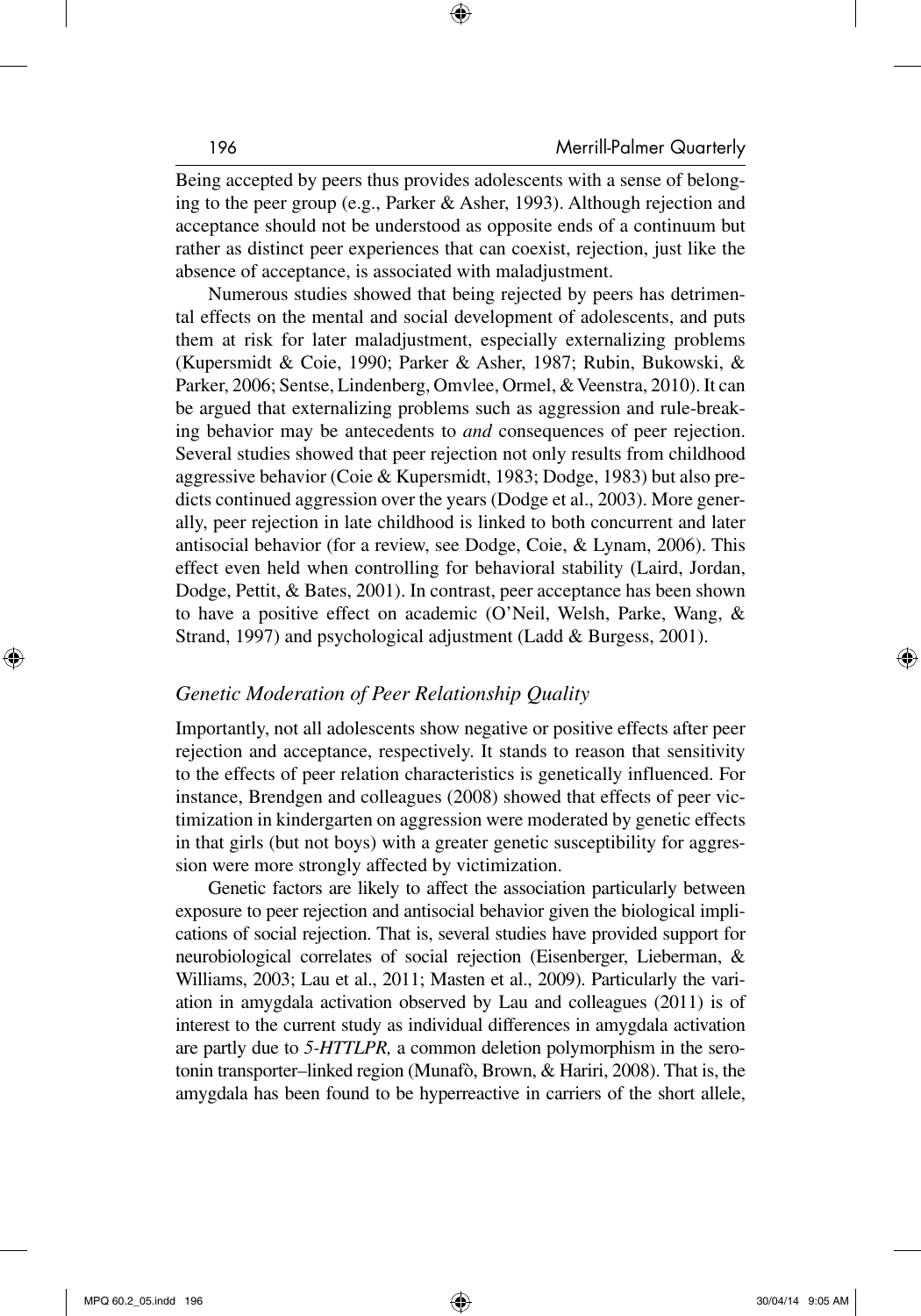Being accepted by peers thus provides adolescents with a sense of belonging to the peer group (e.g., Parker & Asher, 1993). Although rejection and acceptance should not be understood as opposite ends of a continuum but rather as distinct peer experiences that can coexist, rejection, just like the absence of acceptance, is associated with maladjustment.

Numerous studies showed that being rejected by peers has detrimental effects on the mental and social development of adolescents, and puts them at risk for later maladjustment, especially externalizing problems (Kupersmidt & Coie, 1990; Parker & Asher, 1987; Rubin, Bukowski, & Parker, 2006; Sentse, Lindenberg, Omvlee, Ormel, & Veenstra, 2010). It can be argued that externalizing problems such as aggression and rule-breaking behavior may be antecedents to *and* consequences of peer rejection. Several studies showed that peer rejection not only results from childhood aggressive behavior (Coie & Kupersmidt, 1983; Dodge, 1983) but also predicts continued aggression over the years (Dodge et al., 2003). More generally, peer rejection in late childhood is linked to both concurrent and later antisocial behavior (for a review, see Dodge, Coie, & Lynam, 2006). This effect even held when controlling for behavioral stability (Laird, Jordan, Dodge, Pettit, & Bates, 2001). In contrast, peer acceptance has been shown to have a positive effect on academic (O'Neil, Welsh, Parke, Wang, & Strand, 1997) and psychological adjustment (Ladd & Burgess, 2001).

### *Genetic Moderation of Peer Relationship Quality*

Importantly, not all adolescents show negative or positive effects after peer rejection and acceptance, respectively. It stands to reason that sensitivity to the effects of peer relation characteristics is genetically influenced. For instance, Brendgen and colleagues (2008) showed that effects of peer victimization in kindergarten on aggression were moderated by genetic effects in that girls (but not boys) with a greater genetic susceptibility for aggression were more strongly affected by victimization.

Genetic factors are likely to affect the association particularly between exposure to peer rejection and antisocial behavior given the biological implications of social rejection. That is, several studies have provided support for neurobiological correlates of social rejection (Eisenberger, Lieberman, & Williams, 2003; Lau et al., 2011; Masten et al., 2009). Particularly the variation in amygdala activation observed by Lau and colleagues (2011) is of interest to the current study as individual differences in amygdala activation are partly due to *5-HTTLPR,* a common deletion polymorphism in the serotonin transporter–linked region (Munafò, Brown, & Hariri, 2008). That is, the amygdala has been found to be hyperreactive in carriers of the short allele,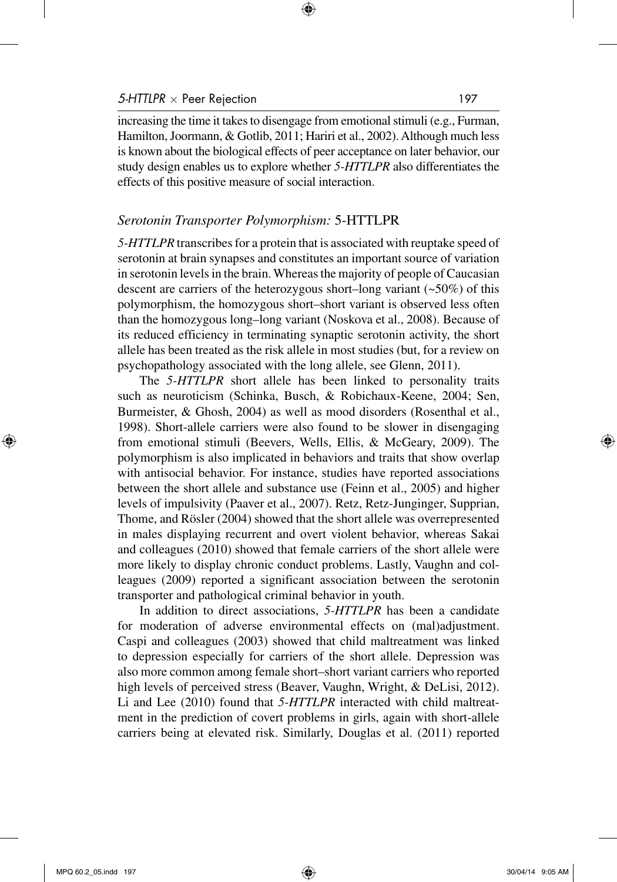increasing the time it takes to disengage from emotional stimuli (e.g., Furman, Hamilton, Joormann, & Gotlib, 2011; Hariri et al., 2002). Although much less is known about the biological effects of peer acceptance on later behavior, our study design enables us to explore whether *5-HTTLPR* also differentiates the effects of this positive measure of social interaction.

### *Serotonin Transporter Polymorphism:* 5-HTTLPR

*5-HTTLPR* transcribes for a protein that is associated with reuptake speed of serotonin at brain synapses and constitutes an important source of variation in serotonin levels in the brain. Whereas the majority of people of Caucasian descent are carriers of the heterozygous short–long variant (~50%) of this polymorphism, the homozygous short–short variant is observed less often than the homozygous long–long variant (Noskova et al., 2008). Because of its reduced efficiency in terminating synaptic serotonin activity, the short allele has been treated as the risk allele in most studies (but, for a review on psychopathology associated with the long allele, see Glenn, 2011).

The *5-HTTLPR* short allele has been linked to personality traits such as neuroticism (Schinka, Busch, & Robichaux-Keene, 2004; Sen, Burmeister, & Ghosh, 2004) as well as mood disorders (Rosenthal et al., 1998). Short-allele carriers were also found to be slower in disengaging from emotional stimuli (Beevers, Wells, Ellis, & McGeary, 2009). The polymorphism is also implicated in behaviors and traits that show overlap with antisocial behavior. For instance, studies have reported associations between the short allele and substance use (Feinn et al., 2005) and higher levels of impulsivity (Paaver et al., 2007). Retz, Retz-Junginger, Supprian, Thome, and Rösler (2004) showed that the short allele was overrepresented in males displaying recurrent and overt violent behavior, whereas Sakai and colleagues (2010) showed that female carriers of the short allele were more likely to display chronic conduct problems. Lastly, Vaughn and colleagues (2009) reported a significant association between the serotonin transporter and pathological criminal behavior in youth.

In addition to direct associations, *5-HTTLPR* has been a candidate for moderation of adverse environmental effects on (mal)adjustment. Caspi and colleagues (2003) showed that child maltreatment was linked to depression especially for carriers of the short allele. Depression was also more common among female short–short variant carriers who reported high levels of perceived stress (Beaver, Vaughn, Wright, & DeLisi, 2012). Li and Lee (2010) found that *5-HTTLPR* interacted with child maltreatment in the prediction of covert problems in girls, again with short-allele carriers being at elevated risk. Similarly, Douglas et al. (2011) reported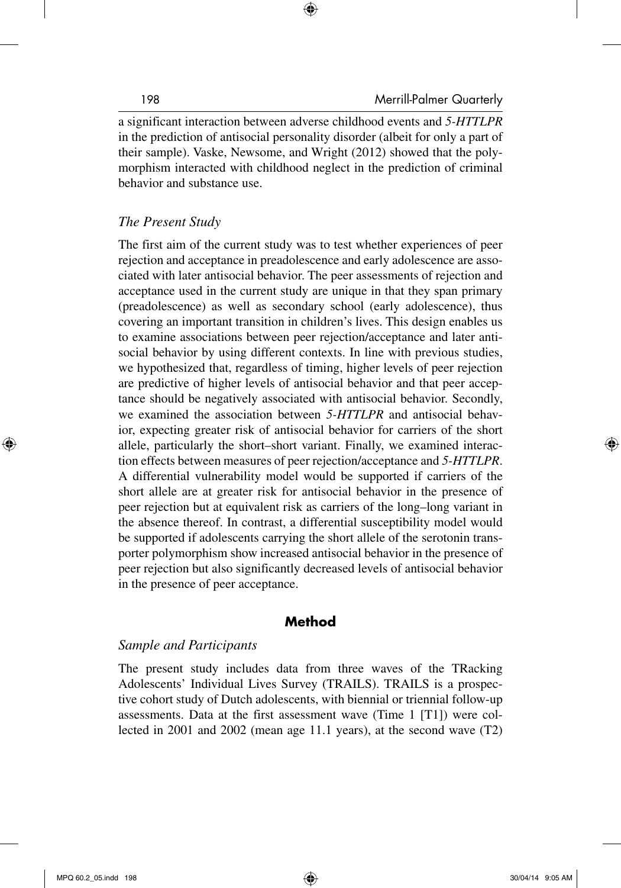a significant interaction between adverse childhood events and *5-HTTLPR* in the prediction of antisocial personality disorder (albeit for only a part of their sample). Vaske, Newsome, and Wright (2012) showed that the polymorphism interacted with childhood neglect in the prediction of criminal behavior and substance use.

### *The Present Study*

The first aim of the current study was to test whether experiences of peer rejection and acceptance in preadolescence and early adolescence are associated with later antisocial behavior. The peer assessments of rejection and acceptance used in the current study are unique in that they span primary (preadolescence) as well as secondary school (early adolescence), thus covering an important transition in children's lives. This design enables us to examine associations between peer rejection/acceptance and later antisocial behavior by using different contexts. In line with previous studies, we hypothesized that, regardless of timing, higher levels of peer rejection are predictive of higher levels of antisocial behavior and that peer acceptance should be negatively associated with antisocial behavior. Secondly, we examined the association between *5-HTTLPR* and antisocial behavior, expecting greater risk of antisocial behavior for carriers of the short allele, particularly the short–short variant. Finally, we examined interaction effects between measures of peer rejection/acceptance and *5-HTTLPR*. A differential vulnerability model would be supported if carriers of the short allele are at greater risk for antisocial behavior in the presence of peer rejection but at equivalent risk as carriers of the long–long variant in the absence thereof. In contrast, a differential susceptibility model would be supported if adolescents carrying the short allele of the serotonin transporter polymorphism show increased antisocial behavior in the presence of peer rejection but also significantly decreased levels of antisocial behavior in the presence of peer acceptance.

## **Method**

### *Sample and Participants*

The present study includes data from three waves of the TRacking Adolescents' Individual Lives Survey (TRAILS). TRAILS is a prospective cohort study of Dutch adolescents, with biennial or triennial follow-up assessments. Data at the first assessment wave (Time 1 [T1]) were collected in 2001 and 2002 (mean age 11.1 years), at the second wave (T2)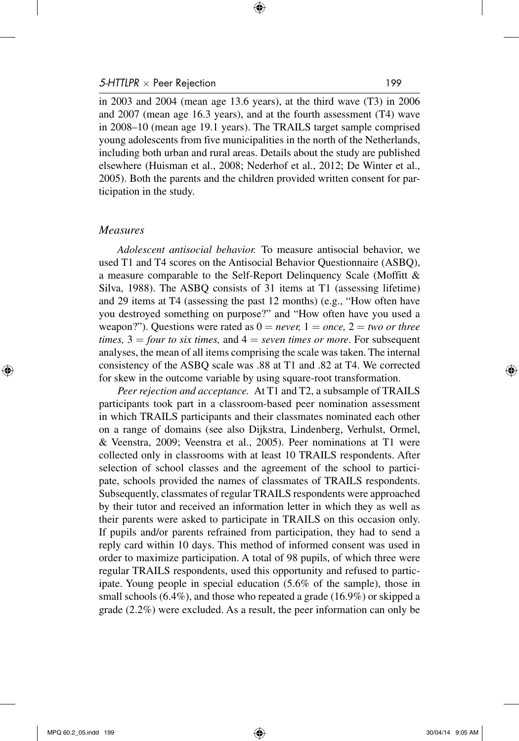in 2003 and 2004 (mean age 13.6 years), at the third wave (T3) in 2006 and 2007 (mean age 16.3 years), and at the fourth assessment (T4) wave in 2008–10 (mean age 19.1 years). The TRAILS target sample comprised young adolescents from five municipalities in the north of the Netherlands, including both urban and rural areas. Details about the study are published elsewhere (Huisman et al., 2008; Nederhof et al., 2012; De Winter et al., 2005). Both the parents and the children provided written consent for participation in the study.

### *Measures*

*Adolescent antisocial behavior.* To measure antisocial behavior, we used T1 and T4 scores on the Antisocial Behavior Questionnaire (ASBQ), a measure comparable to the Self-Report Delinquency Scale (Moffitt & Silva, 1988). The ASBQ consists of 31 items at T1 (assessing lifetime) and 29 items at T4 (assessing the past 12 months) (e.g., "How often have you destroyed something on purpose?" and "How often have you used a weapon?"). Questions were rated as 0 = *never,* 1 = *once,* 2 = *two or three times,* 3 = *four to six times,* and 4 = *seven times or more*. For subsequent analyses, the mean of all items comprising the scale was taken. The internal consistency of the ASBQ scale was .88 at T1 and .82 at T4. We corrected for skew in the outcome variable by using square-root transformation.

*Peer rejection and acceptance.* At T1 and T2, a subsample of TRAILS participants took part in a classroom-based peer nomination assessment in which TRAILS participants and their classmates nominated each other on a range of domains (see also Dijkstra, Lindenberg, Verhulst, Ormel, & Veenstra, 2009; Veenstra et al., 2005). Peer nominations at T1 were collected only in classrooms with at least 10 TRAILS respondents. After selection of school classes and the agreement of the school to participate, schools provided the names of classmates of TRAILS respondents. Subsequently, classmates of regular TRAILS respondents were approached by their tutor and received an information letter in which they as well as their parents were asked to participate in TRAILS on this occasion only. If pupils and/or parents refrained from participation, they had to send a reply card within 10 days. This method of informed consent was used in order to maximize participation. A total of 98 pupils, of which three were regular TRAILS respondents, used this opportunity and refused to participate. Young people in special education (5.6% of the sample), those in small schools (6.4%), and those who repeated a grade (16.9%) or skipped a grade (2.2%) were excluded. As a result, the peer information can only be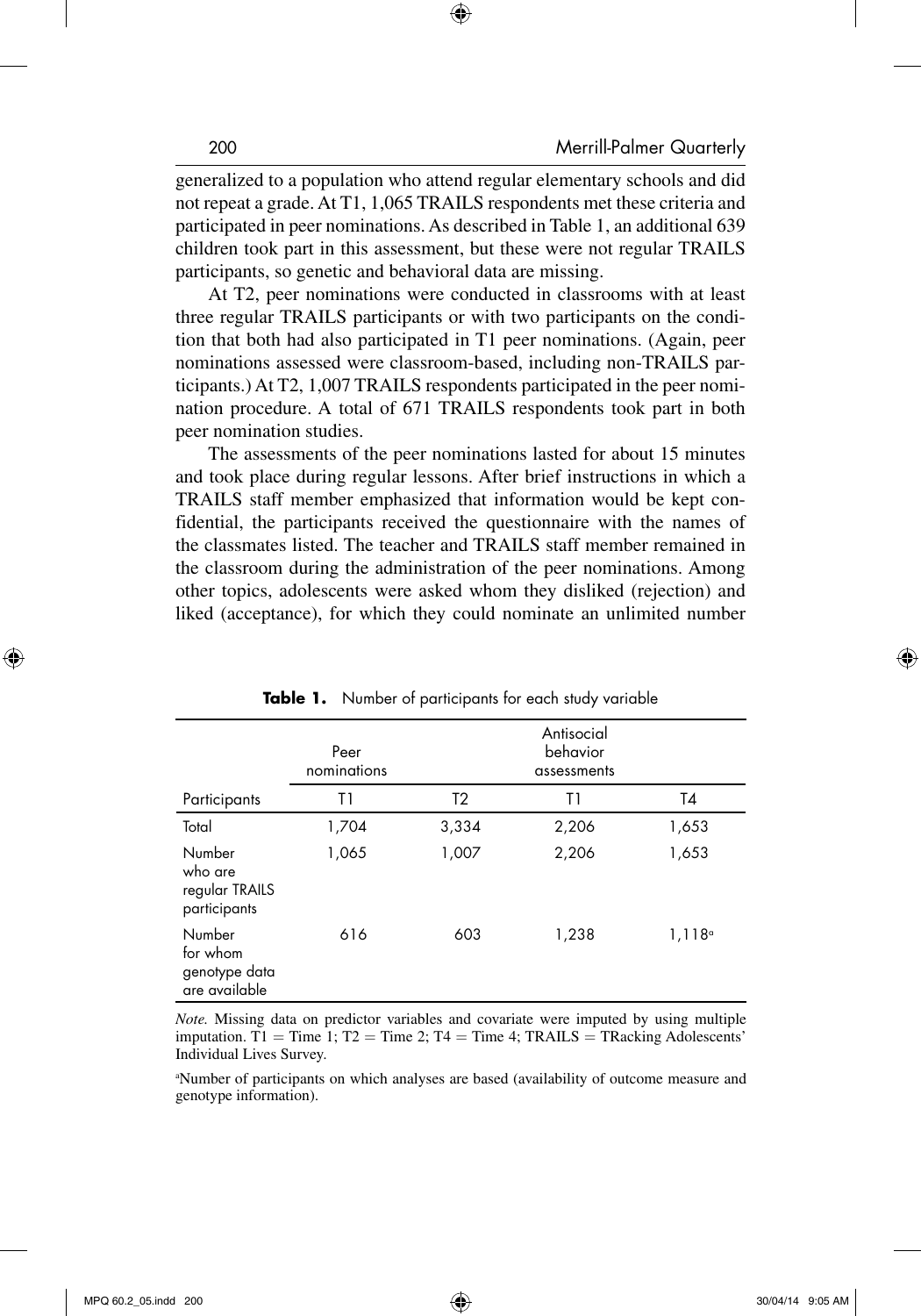generalized to a population who attend regular elementary schools and did not repeat a grade. At T1, 1,065 TRAILS respondents met these criteria and participated in peer nominations. As described in Table 1, an additional 639 children took part in this assessment, but these were not regular TRAILS participants, so genetic and behavioral data are missing.

At T2, peer nominations were conducted in classrooms with at least three regular TRAILS participants or with two participants on the condition that both had also participated in T1 peer nominations. (Again, peer nominations assessed were classroom-based, including non-TRAILS participants.) At T2, 1,007 TRAILS respondents participated in the peer nomination procedure. A total of 671 TRAILS respondents took part in both peer nomination studies.

The assessments of the peer nominations lasted for about 15 minutes and took place during regular lessons. After brief instructions in which a TRAILS staff member emphasized that information would be kept confidential, the participants received the questionnaire with the names of the classmates listed. The teacher and TRAILS staff member remained in the classroom during the administration of the peer nominations. Among other topics, adolescents were asked whom they disliked (rejection) and liked (acceptance), for which they could nominate an unlimited number

**Table 1.** Number of participants for each study variable

| | Peer nominations | | Antisocial behavior assessments | |
|---|---|---|---|---|
| Participants | T1 | T2 | T1 | T4 |
| Total | 1,704 | 3,334 | 2,206 | 1,653 |
| Number who are regular TRAILS participants | 1,065 | 1,007 | 2,206 | 1,653 |
| Number for whom genotype data are available | 616 | 603 | 1,238 | 1,118[a] |

*Note.* Missing data on predictor variables and covariate were imputed by using multiple imputation. T1 = Time 1; T2 = Time 2; T4 = Time 4; TRAILS = TRacking Adolescents' Individual Lives Survey.

[a]Number of participants on which analyses are based (availability of outcome measure and genotype information).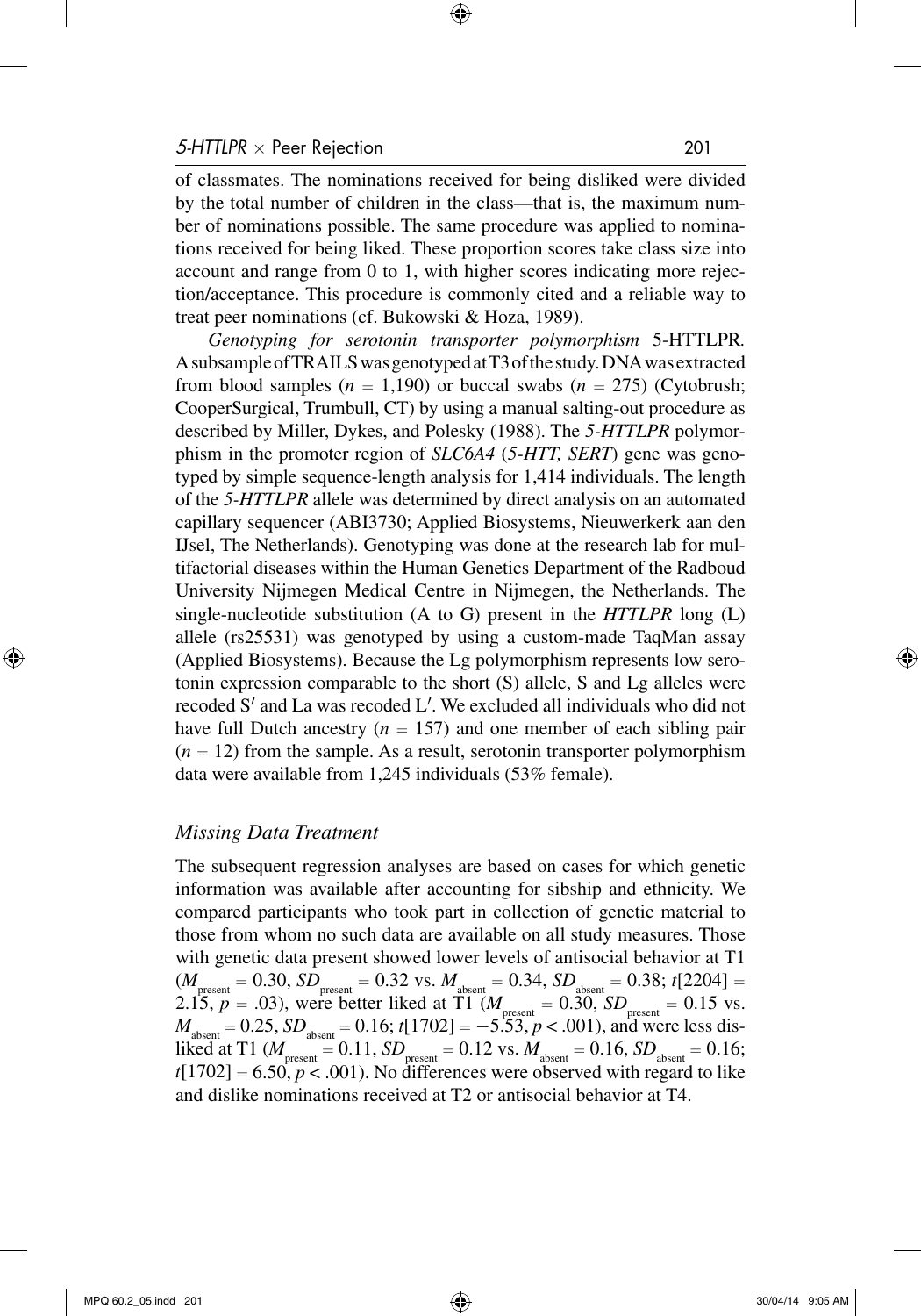of classmates. The nominations received for being disliked were divided by the total number of children in the class—that is, the maximum number of nominations possible. The same procedure was applied to nominations received for being liked. These proportion scores take class size into account and range from 0 to 1, with higher scores indicating more rejection/acceptance. This procedure is commonly cited and a reliable way to treat peer nominations (cf. Bukowski & Hoza, 1989).

*Genotyping for serotonin transporter polymorphism* 5-HTTLPR. A subsample of TRAILS was genotyped at T3 of the study. DNA was extracted from blood samples ($n = 1{,}190$) or buccal swabs ($n = 275$) (Cytobrush; CooperSurgical, Trumbull, CT) by using a manual salting-out procedure as described by Miller, Dykes, and Polesky (1988). The *5-HTTLPR* polymorphism in the promoter region of *SLC6A4* (*5-HTT, SERT*) gene was genotyped by simple sequence-length analysis for 1,414 individuals. The length of the *5-HTTLPR* allele was determined by direct analysis on an automated capillary sequencer (ABI3730; Applied Biosystems, Nieuwerkerk aan den IJsel, The Netherlands). Genotyping was done at the research lab for multifactorial diseases within the Human Genetics Department of the Radboud University Nijmegen Medical Centre in Nijmegen, the Netherlands. The single-nucleotide substitution (A to G) present in the *HTTLPR* long (L) allele (rs25531) was genotyped by using a custom-made TaqMan assay (Applied Biosystems). Because the Lg polymorphism represents low serotonin expression comparable to the short (S) allele, S and Lg alleles were recoded S′ and La was recoded L′. We excluded all individuals who did not have full Dutch ancestry ($n = 157$) and one member of each sibling pair ($n = 12$) from the sample. As a result, serotonin transporter polymorphism data were available from 1,245 individuals (53% female).

### *Missing Data Treatment*

The subsequent regression analyses are based on cases for which genetic information was available after accounting for sibship and ethnicity. We compared participants who took part in collection of genetic material to those from whom no such data are available on all study measures. Those with genetic data present showed lower levels of antisocial behavior at T1 ($M_{\text{present}} = 0.30$, $SD_{\text{present}} = 0.32$ vs. $M_{\text{absent}} = 0.34$, $SD_{\text{absent}} = 0.38$; $t[2204] = 2.15$, $p = .03$), were better liked at T1 ($M_{\text{present}} = 0.30$, $SD_{\text{present}} = 0.15$ vs. $M_{\text{absent}} = 0.25$, $SD_{\text{absent}} = 0.16$; $t[1702] = -5.53$, $p < .001$), and were less disliked at T1 ($M_{\text{present}} = 0.11$, $SD_{\text{present}} = 0.12$ vs. $M_{\text{absent}} = 0.16$, $SD_{\text{absent}} = 0.16$; $t[1702] = 6.50$, $p < .001$). No differences were observed with regard to like and dislike nominations received at T2 or antisocial behavior at T4.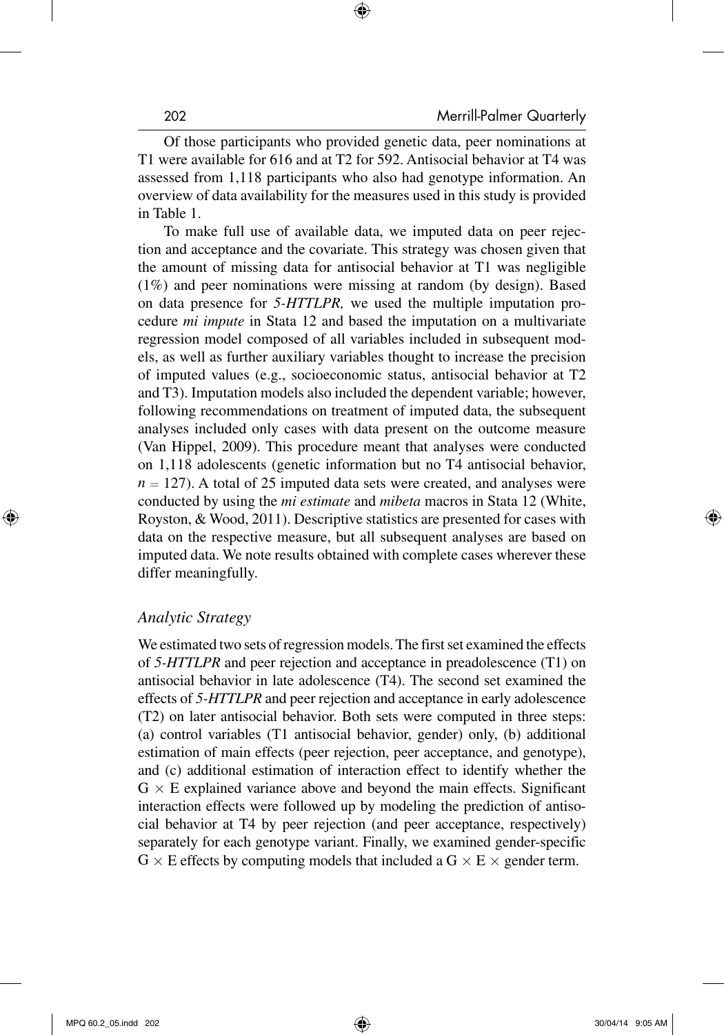Of those participants who provided genetic data, peer nominations at T1 were available for 616 and at T2 for 592. Antisocial behavior at T4 was assessed from 1,118 participants who also had genotype information. An overview of data availability for the measures used in this study is provided in Table 1.

To make full use of available data, we imputed data on peer rejection and acceptance and the covariate. This strategy was chosen given that the amount of missing data for antisocial behavior at T1 was negligible (1%) and peer nominations were missing at random (by design). Based on data presence for *5-HTTLPR,* we used the multiple imputation procedure *mi impute* in Stata 12 and based the imputation on a multivariate regression model composed of all variables included in subsequent models, as well as further auxiliary variables thought to increase the precision of imputed values (e.g., socioeconomic status, antisocial behavior at T2 and T3). Imputation models also included the dependent variable; however, following recommendations on treatment of imputed data, the subsequent analyses included only cases with data present on the outcome measure (Van Hippel, 2009). This procedure meant that analyses were conducted on 1,118 adolescents (genetic information but no T4 antisocial behavior, $n = 127$). A total of 25 imputed data sets were created, and analyses were conducted by using the *mi estimate* and *mibeta* macros in Stata 12 (White, Royston, & Wood, 2011). Descriptive statistics are presented for cases with data on the respective measure, but all subsequent analyses are based on imputed data. We note results obtained with complete cases wherever these differ meaningfully.

### *Analytic Strategy*

We estimated two sets of regression models. The first set examined the effects of *5-HTTLPR* and peer rejection and acceptance in preadolescence (T1) on antisocial behavior in late adolescence (T4). The second set examined the effects of *5-HTTLPR* and peer rejection and acceptance in early adolescence (T2) on later antisocial behavior. Both sets were computed in three steps: (a) control variables (T1 antisocial behavior, gender) only, (b) additional estimation of main effects (peer rejection, peer acceptance, and genotype), and (c) additional estimation of interaction effect to identify whether the $G \times E$ explained variance above and beyond the main effects. Significant interaction effects were followed up by modeling the prediction of antisocial behavior at T4 by peer rejection (and peer acceptance, respectively) separately for each genotype variant. Finally, we examined gender-specific $G \times E$ effects by computing models that included a $G \times E \times$ gender term.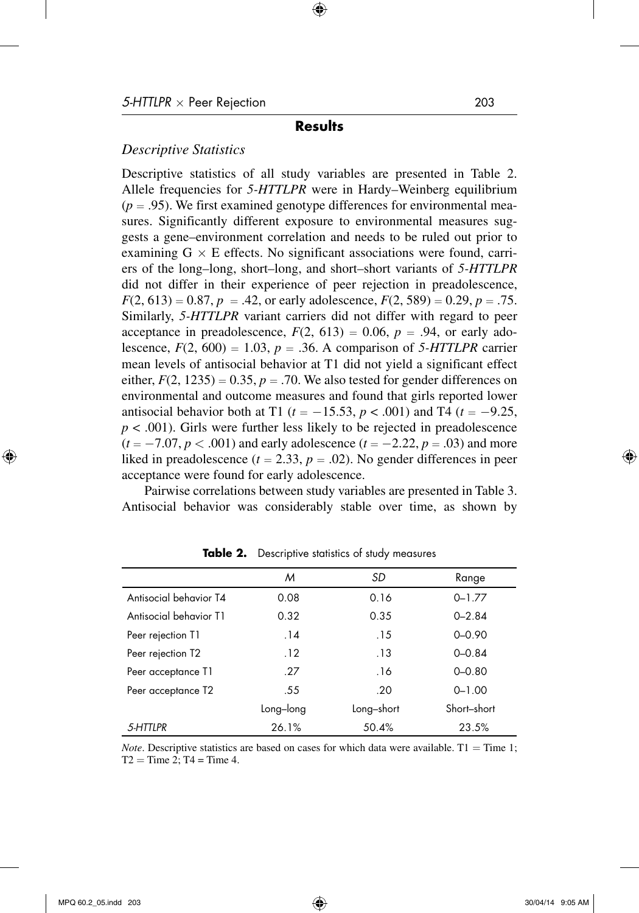## Results

### *Descriptive Statistics*

Descriptive statistics of all study variables are presented in Table 2. Allele frequencies for *5-HTTLPR* were in Hardy–Weinberg equilibrium ($p = .95$). We first examined genotype differences for environmental measures. Significantly different exposure to environmental measures suggests a gene–environment correlation and needs to be ruled out prior to examining G $\times$ E effects. No significant associations were found, carriers of the long–long, short–long, and short–short variants of *5-HTTLPR* did not differ in their experience of peer rejection in preadolescence, $F(2, 613) = 0.87$, $p = .42$, or early adolescence, $F(2, 589) = 0.29$, $p = .75$. Similarly, *5-HTTLPR* variant carriers did not differ with regard to peer acceptance in preadolescence, $F(2, 613) = 0.06$, $p = .94$, or early adolescence, $F(2, 600) = 1.03$, $p = .36$. A comparison of *5-HTTLPR* carrier mean levels of antisocial behavior at T1 did not yield a significant effect either, $F(2, 1235) = 0.35$, $p = .70$. We also tested for gender differences on environmental and outcome measures and found that girls reported lower antisocial behavior both at T1 ($t = -15.53$, $p < .001$) and T4 ($t = -9.25$, $p < .001$). Girls were further less likely to be rejected in preadolescence ($t = -7.07$, $p < .001$) and early adolescence ($t = -2.22$, $p = .03$) and more liked in preadolescence ($t = 2.33$, $p = .02$). No gender differences in peer acceptance were found for early adolescence.

Pairwise correlations between study variables are presented in Table 3. Antisocial behavior was considerably stable over time, as shown by

**Table 2.** Descriptive statistics of study measures

| | *M* | *SD* | Range |
|---|---|---|---|
| Antisocial behavior T4 | 0.08 | 0.16 | 0–1.77 |
| Antisocial behavior T1 | 0.32 | 0.35 | 0–2.84 |
| Peer rejection T1 | .14 | .15 | 0–0.90 |
| Peer rejection T2 | .12 | .13 | 0–0.84 |
| Peer acceptance T1 | .27 | .16 | 0–0.80 |
| Peer acceptance T2 | .55 | .20 | 0–1.00 |
| | Long–long | Long–short | Short–short |
| *5-HTTLPR* | 26.1% | 50.4% | 23.5% |

*Note*. Descriptive statistics are based on cases for which data were available. T1 = Time 1; T2 = Time 2; T4 = Time 4.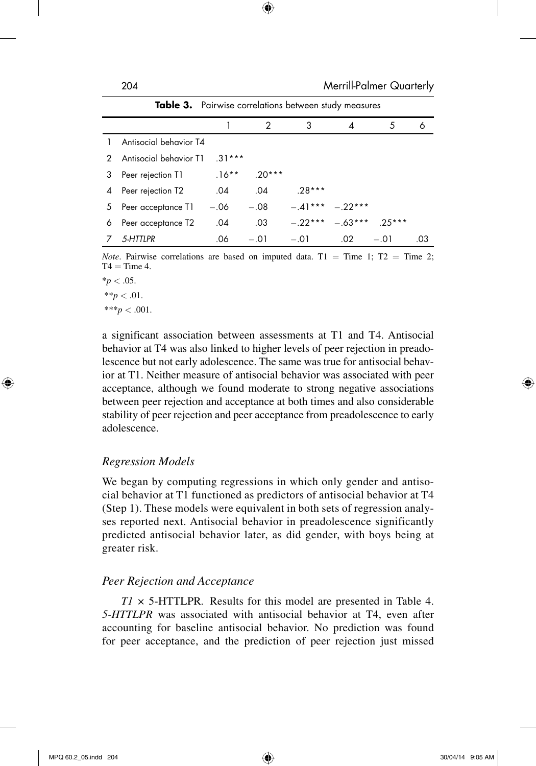**Table 3.** Pairwise correlations between study measures

| | | 1 | 2 | 3 | 4 | 5 | 6 |
|---|---|---|---|---|---|---|---|
| 1 | Antisocial behavior T4 | | | | | | |
| 2 | Antisocial behavior T1 | .31*** | | | | | |
| 3 | Peer rejection T1 | .16** | .20*** | | | | |
| 4 | Peer rejection T2 | .04 | .04 | .28*** | | | |
| 5 | Peer acceptance T1 | −.06 | −.08 | −.41*** | −.22*** | | |
| 6 | Peer acceptance T2 | .04 | .03 | −.22*** | −.63*** | .25*** | |
| 7 | *5-HTTLPR* | .06 | −.01 | −.01 | .02 | −.01 | .03 |

*Note*. Pairwise correlations are based on imputed data. T1 = Time 1; T2 = Time 2; T4 = Time 4.

*$p < .05$.

**$p < .01$.

***$p < .001$.

a significant association between assessments at T1 and T4. Antisocial behavior at T4 was also linked to higher levels of peer rejection in preadolescence but not early adolescence. The same was true for antisocial behavior at T1. Neither measure of antisocial behavior was associated with peer acceptance, although we found moderate to strong negative associations between peer rejection and acceptance at both times and also considerable stability of peer rejection and peer acceptance from preadolescence to early adolescence.

### *Regression Models*

We began by computing regressions in which only gender and antisocial behavior at T1 functioned as predictors of antisocial behavior at T4 (Step 1). These models were equivalent in both sets of regression analyses reported next. Antisocial behavior in preadolescence significantly predicted antisocial behavior later, as did gender, with boys being at greater risk.

### *Peer Rejection and Acceptance*

*T1* × 5-HTTLPR. Results for this model are presented in Table 4. *5-HTTLPR* was associated with antisocial behavior at T4, even after accounting for baseline antisocial behavior. No prediction was found for peer acceptance, and the prediction of peer rejection just missed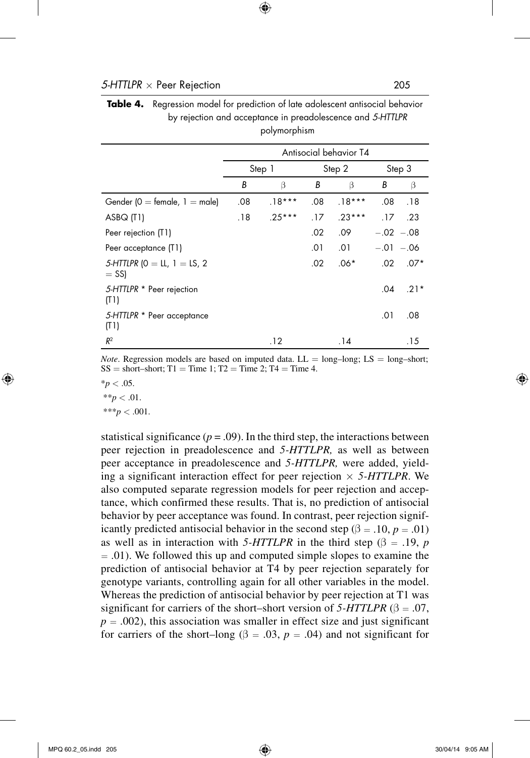**Table 4.** Regression model for prediction of late adolescent antisocial behavior by rejection and acceptance in preadolescence and *5-HTTLPR* polymorphism

| | Antisocial behavior T4 | | | | | |
|---|---|---|---|---|---|---|
| | Step 1 | | Step 2 | | Step 3 | |
| | *B* | β | *B* | β | *B* | β |
| Gender (0 = female, 1 = male) | .08 | .18*** | .08 | .18*** | .08 | .18 |
| ASBQ (T1) | .18 | .25*** | .17 | .23*** | .17 | .23 |
| Peer rejection (T1) | | | .02 | .09 | −.02 | −.08 |
| Peer acceptance (T1) | | | .01 | .01 | −.01 | −.06 |
| *5-HTTLPR* (0 = LL, 1 = LS, 2 = SS) | | | .02 | .06* | .02 | .07* |
| *5-HTTLPR* * Peer rejection (T1) | | | | | .04 | .21* |
| *5-HTTLPR* * Peer acceptance (T1) | | | | | .01 | .08 |
| $R^2$ | | .12 | | .14 | | .15 |

*Note*. Regression models are based on imputed data. LL = long–long; LS = long–short; SS = short–short; T1 = Time 1; T2 = Time 2; T4 = Time 4.

*$p < .05$.

**$p < .01$.

***$p < .001$.

statistical significance ($p = .09$). In the third step, the interactions between peer rejection in preadolescence and *5-HTTLPR,* as well as between peer acceptance in preadolescence and *5-HTTLPR,* were added, yielding a significant interaction effect for peer rejection × *5-HTTLPR*. We also computed separate regression models for peer rejection and acceptance, which confirmed these results. That is, no prediction of antisocial behavior by peer acceptance was found. In contrast, peer rejection significantly predicted antisocial behavior in the second step ($\beta = .10$, $p = .01$) as well as in interaction with *5-HTTLPR* in the third step ($\beta = .19$, $p = .01$). We followed this up and computed simple slopes to examine the prediction of antisocial behavior at T4 by peer rejection separately for genotype variants, controlling again for all other variables in the model. Whereas the prediction of antisocial behavior by peer rejection at T1 was significant for carriers of the short–short version of *5-HTTLPR* ($\beta = .07$, $p = .002$), this association was smaller in effect size and just significant for carriers of the short–long ($\beta = .03$, $p = .04$) and not significant for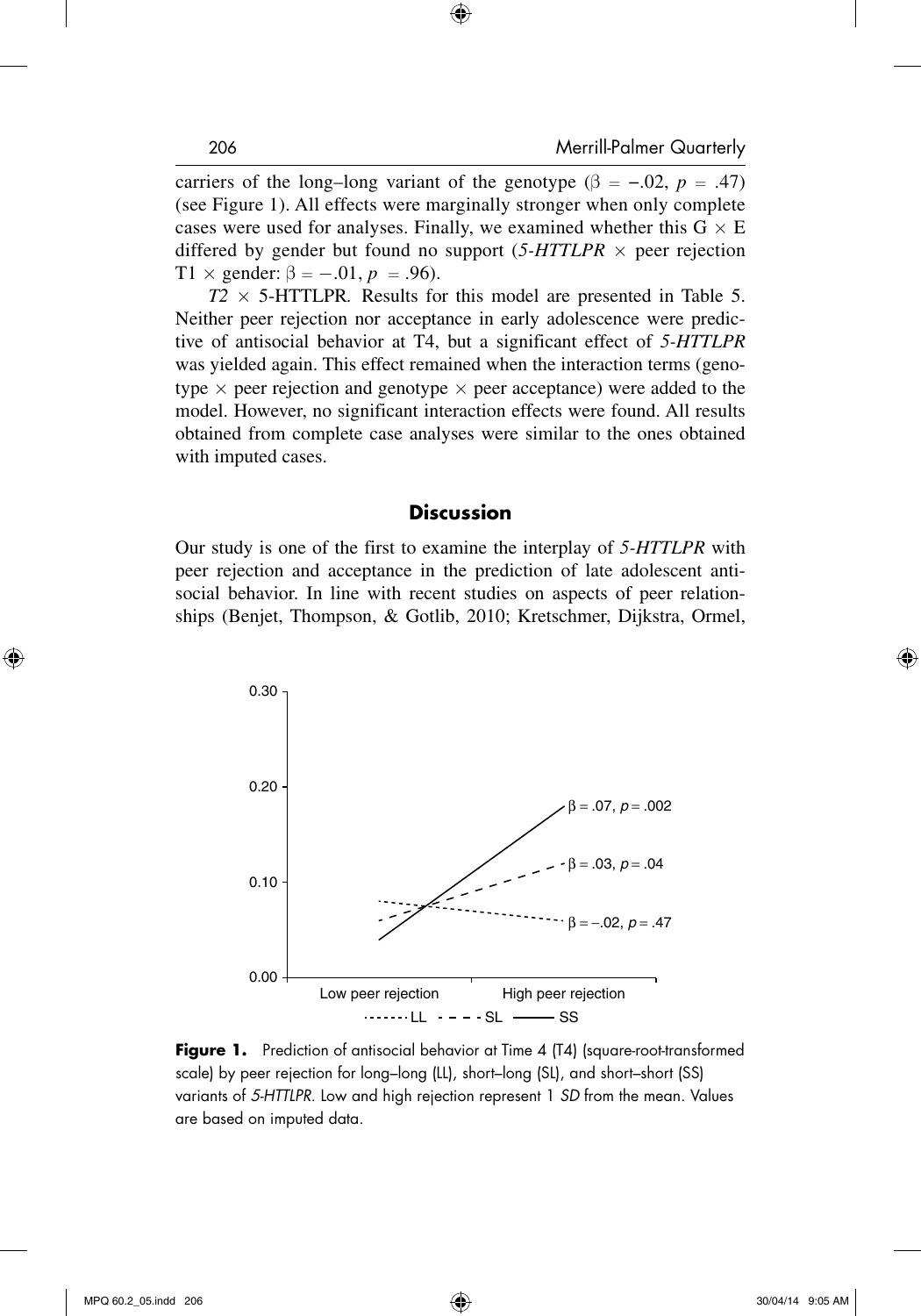carriers of the long–long variant of the genotype ($\beta = -.02$, $p = .47$) (see Figure 1). All effects were marginally stronger when only complete cases were used for analyses. Finally, we examined whether this G × E differed by gender but found no support (*5-HTTLPR* × peer rejection T1 × gender: $\beta = -.01$, $p = .96$).

*T2* × 5-HTTLPR. Results for this model are presented in Table 5. Neither peer rejection nor acceptance in early adolescence were predictive of antisocial behavior at T4, but a significant effect of *5-HTTLPR* was yielded again. This effect remained when the interaction terms (genotype × peer rejection and genotype × peer acceptance) were added to the model. However, no significant interaction effects were found. All results obtained from complete case analyses were similar to the ones obtained with imputed cases.

## Discussion

Our study is one of the first to examine the interplay of *5-HTTLPR* with peer rejection and acceptance in the prediction of late adolescent antisocial behavior. In line with recent studies on aspects of peer relationships (Benjet, Thompson, & Gotlib, 2010; Kretschmer, Dijkstra, Ormel,

**Figure 1.** Prediction of antisocial behavior at Time 4 (T4) (square-root-transformed scale) by peer rejection for long–long (LL), short–long (SL), and short–short (SS) variants of *5-HTTLPR*. Low and high rejection represent 1 *SD* from the mean. Values are based on imputed data.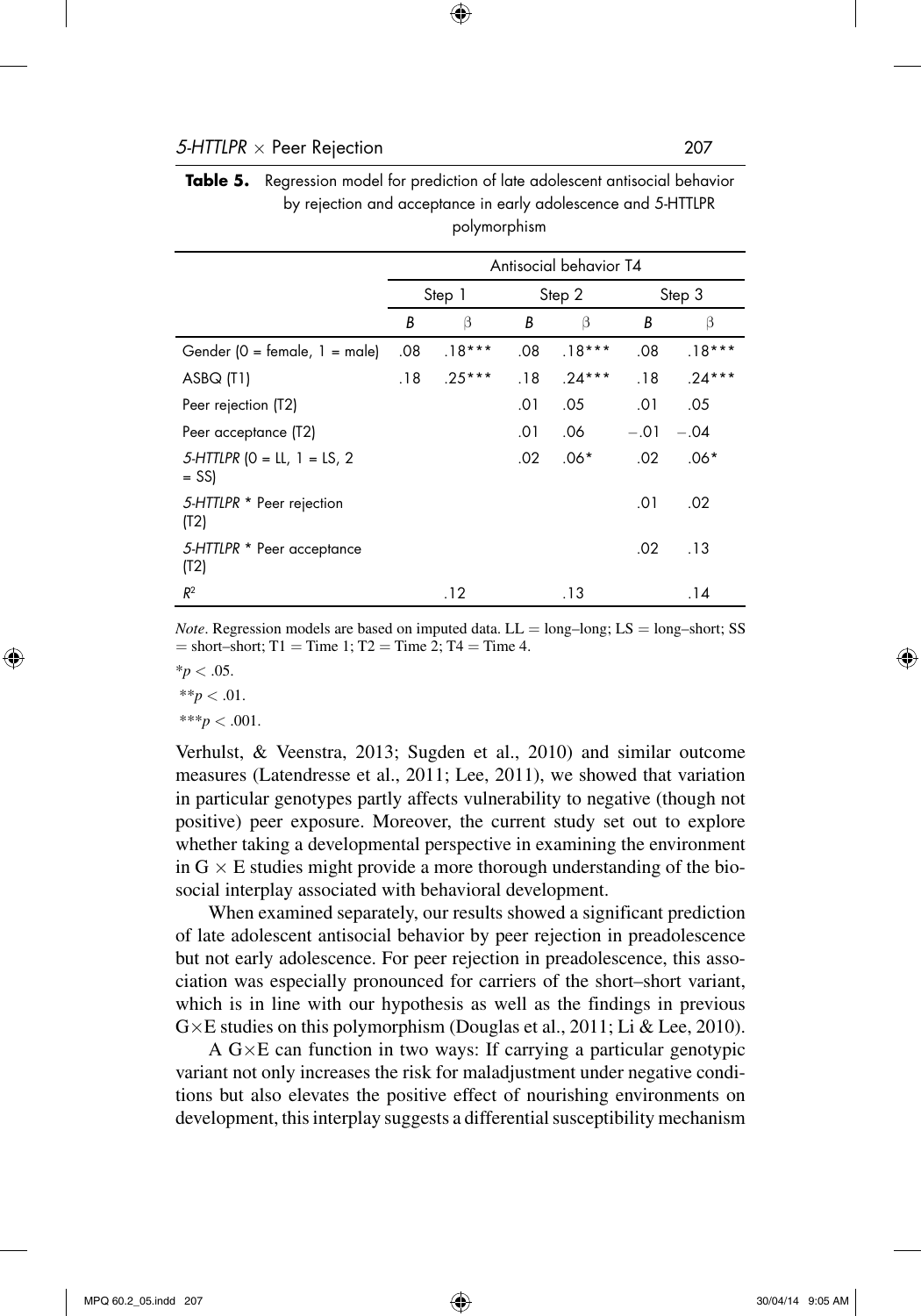**Table 5.** Regression model for prediction of late adolescent antisocial behavior by rejection and acceptance in early adolescence and 5-HTTLPR polymorphism

| | Antisocial behavior T4 | | | | | |
|---|---|---|---|---|---|---|
| | Step 1 | | Step 2 | | Step 3 | |
| | *B* | β | *B* | β | *B* | β |
| Gender (0 = female, 1 = male) | .08 | .18*** | .08 | .18*** | .08 | .18*** |
| ASBQ (T1) | .18 | .25*** | .18 | .24*** | .18 | .24*** |
| Peer rejection (T2) | | | .01 | .05 | .01 | .05 |
| Peer acceptance (T2) | | | .01 | .06 | −.01 | −.04 |
| *5-HTTLPR* (0 = LL, 1 = LS, 2 = SS) | | | .02 | .06* | .02 | .06* |
| *5-HTTLPR* * Peer rejection (T2) | | | | | .01 | .02 |
| *5-HTTLPR* * Peer acceptance (T2) | | | | | .02 | .13 |
| $R^2$ | | .12 | | .13 | | .14 |

*Note*. Regression models are based on imputed data. LL = long–long; LS = long–short; SS = short–short; T1 = Time 1; T2 = Time 2; T4 = Time 4.

*$p < .05$.

**$p < .01$.

***$p < .001$.

Verhulst, & Veenstra, 2013; Sugden et al., 2010) and similar outcome measures (Latendresse et al., 2011; Lee, 2011), we showed that variation in particular genotypes partly affects vulnerability to negative (though not positive) peer exposure. Moreover, the current study set out to explore whether taking a developmental perspective in examining the environment in G × E studies might provide a more thorough understanding of the biosocial interplay associated with behavioral development.

When examined separately, our results showed a significant prediction of late adolescent antisocial behavior by peer rejection in preadolescence but not early adolescence. For peer rejection in preadolescence, this association was especially pronounced for carriers of the short–short variant, which is in line with our hypothesis as well as the findings in previous G×E studies on this polymorphism (Douglas et al., 2011; Li & Lee, 2010).

A G×E can function in two ways: If carrying a particular genotypic variant not only increases the risk for maladjustment under negative conditions but also elevates the positive effect of nourishing environments on development, this interplay suggests a differential susceptibility mechanism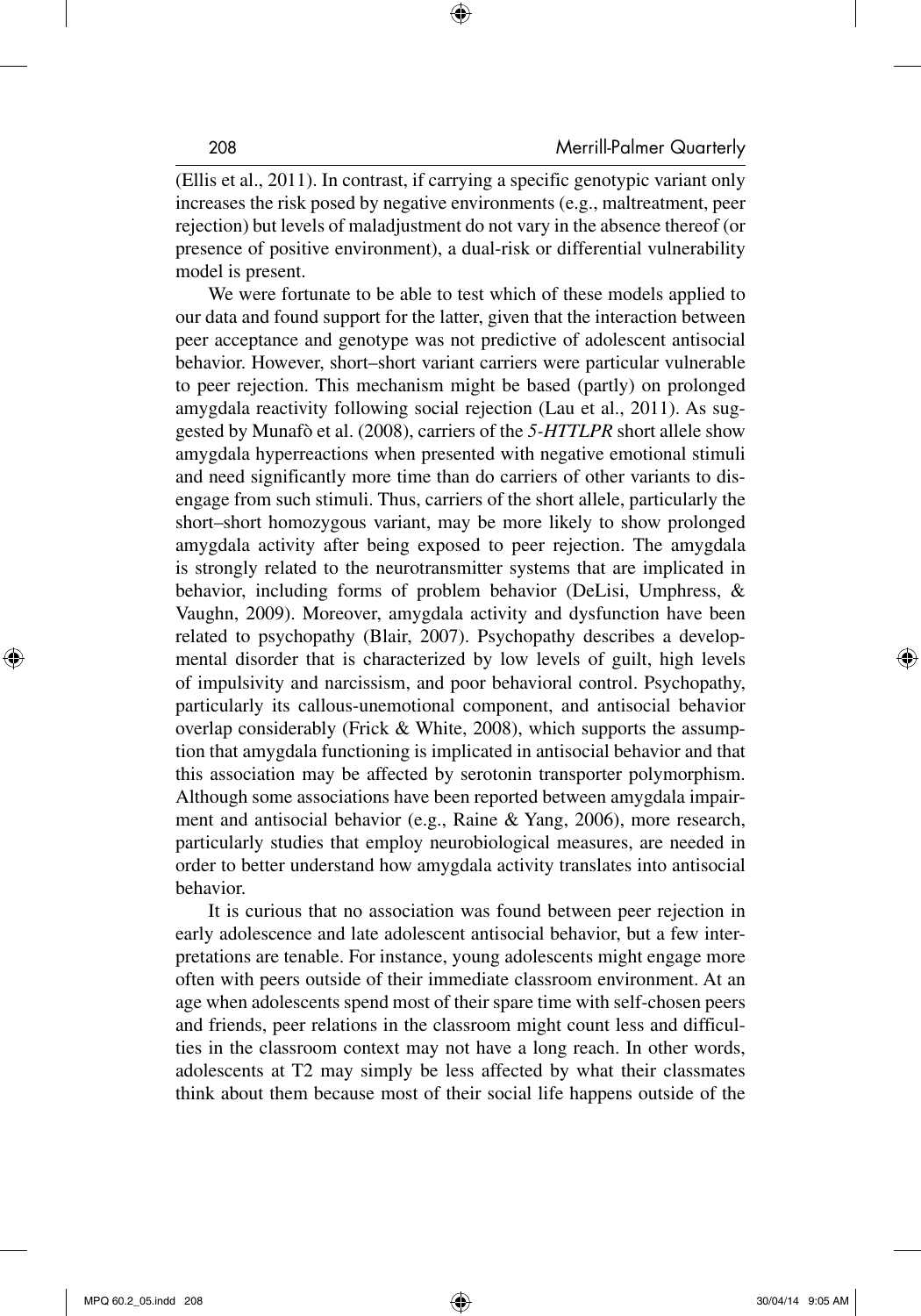(Ellis et al., 2011). In contrast, if carrying a specific genotypic variant only increases the risk posed by negative environments (e.g., maltreatment, peer rejection) but levels of maladjustment do not vary in the absence thereof (or presence of positive environment), a dual-risk or differential vulnerability model is present.

We were fortunate to be able to test which of these models applied to our data and found support for the latter, given that the interaction between peer acceptance and genotype was not predictive of adolescent antisocial behavior. However, short–short variant carriers were particular vulnerable to peer rejection. This mechanism might be based (partly) on prolonged amygdala reactivity following social rejection (Lau et al., 2011). As suggested by Munafò et al. (2008), carriers of the *5-HTTLPR* short allele show amygdala hyperreactions when presented with negative emotional stimuli and need significantly more time than do carriers of other variants to disengage from such stimuli. Thus, carriers of the short allele, particularly the short–short homozygous variant, may be more likely to show prolonged amygdala activity after being exposed to peer rejection. The amygdala is strongly related to the neurotransmitter systems that are implicated in behavior, including forms of problem behavior (DeLisi, Umphress, & Vaughn, 2009). Moreover, amygdala activity and dysfunction have been related to psychopathy (Blair, 2007). Psychopathy describes a developmental disorder that is characterized by low levels of guilt, high levels of impulsivity and narcissism, and poor behavioral control. Psychopathy, particularly its callous-unemotional component, and antisocial behavior overlap considerably (Frick & White, 2008), which supports the assumption that amygdala functioning is implicated in antisocial behavior and that this association may be affected by serotonin transporter polymorphism. Although some associations have been reported between amygdala impairment and antisocial behavior (e.g., Raine & Yang, 2006), more research, particularly studies that employ neurobiological measures, are needed in order to better understand how amygdala activity translates into antisocial behavior.

It is curious that no association was found between peer rejection in early adolescence and late adolescent antisocial behavior, but a few interpretations are tenable. For instance, young adolescents might engage more often with peers outside of their immediate classroom environment. At an age when adolescents spend most of their spare time with self-chosen peers and friends, peer relations in the classroom might count less and difficulties in the classroom context may not have a long reach. In other words, adolescents at T2 may simply be less affected by what their classmates think about them because most of their social life happens outside of the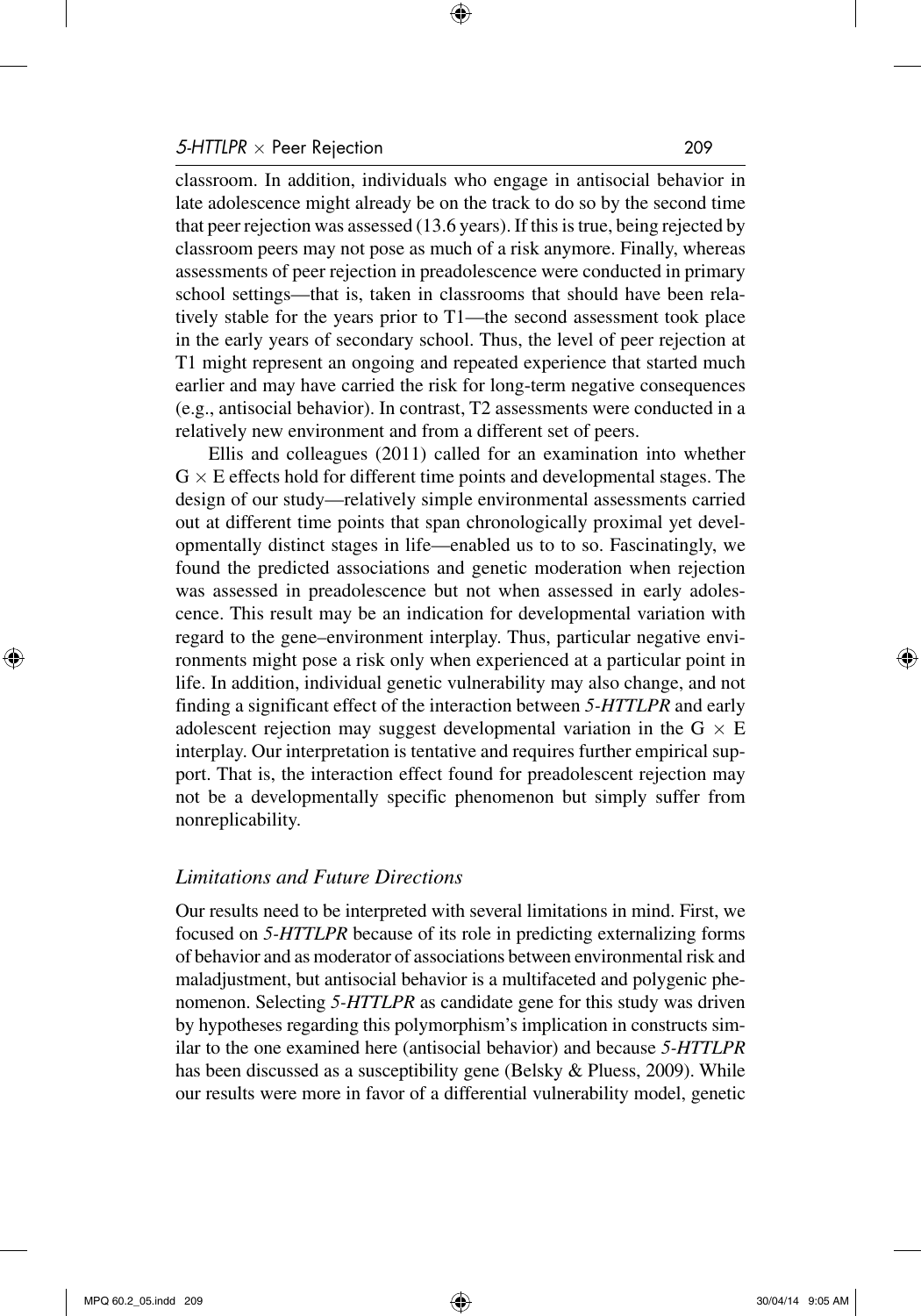classroom. In addition, individuals who engage in antisocial behavior in late adolescence might already be on the track to do so by the second time that peer rejection was assessed (13.6 years). If this is true, being rejected by classroom peers may not pose as much of a risk anymore. Finally, whereas assessments of peer rejection in preadolescence were conducted in primary school settings—that is, taken in classrooms that should have been relatively stable for the years prior to T1—the second assessment took place in the early years of secondary school. Thus, the level of peer rejection at T1 might represent an ongoing and repeated experience that started much earlier and may have carried the risk for long-term negative consequences (e.g., antisocial behavior). In contrast, T2 assessments were conducted in a relatively new environment and from a different set of peers.

Ellis and colleagues (2011) called for an examination into whether $G \times E$ effects hold for different time points and developmental stages. The design of our study—relatively simple environmental assessments carried out at different time points that span chronologically proximal yet developmentally distinct stages in life—enabled us to to so. Fascinatingly, we found the predicted associations and genetic moderation when rejection was assessed in preadolescence but not when assessed in early adolescence. This result may be an indication for developmental variation with regard to the gene–environment interplay. Thus, particular negative environments might pose a risk only when experienced at a particular point in life. In addition, individual genetic vulnerability may also change, and not finding a significant effect of the interaction between *5-HTTLPR* and early adolescent rejection may suggest developmental variation in the $G \times E$ interplay. Our interpretation is tentative and requires further empirical support. That is, the interaction effect found for preadolescent rejection may not be a developmentally specific phenomenon but simply suffer from nonreplicability.

### *Limitations and Future Directions*

Our results need to be interpreted with several limitations in mind. First, we focused on *5-HTTLPR* because of its role in predicting externalizing forms of behavior and as moderator of associations between environmental risk and maladjustment, but antisocial behavior is a multifaceted and polygenic phenomenon. Selecting *5-HTTLPR* as candidate gene for this study was driven by hypotheses regarding this polymorphism's implication in constructs similar to the one examined here (antisocial behavior) and because *5-HTTLPR* has been discussed as a susceptibility gene (Belsky & Pluess, 2009). While our results were more in favor of a differential vulnerability model, genetic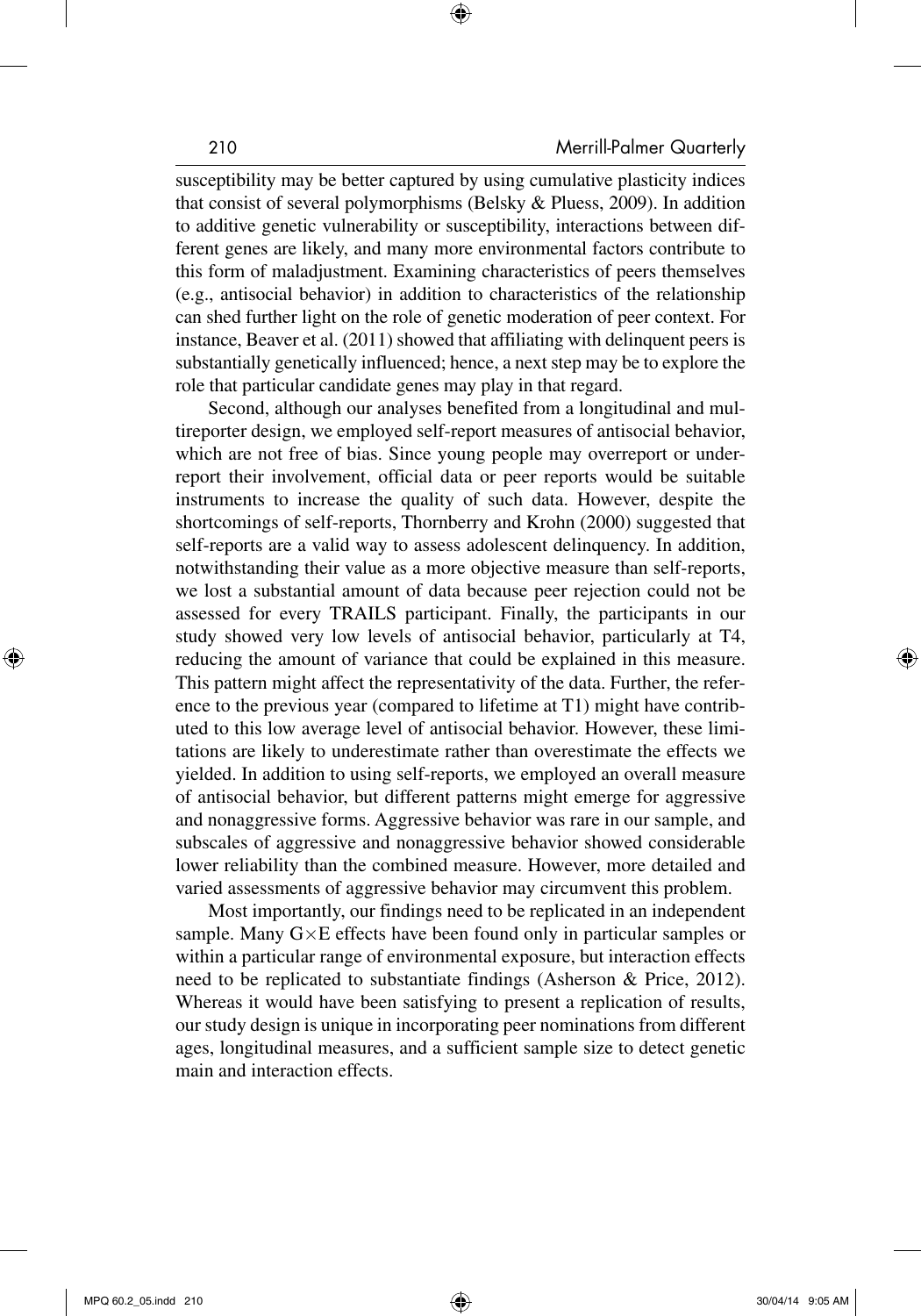susceptibility may be better captured by using cumulative plasticity indices that consist of several polymorphisms (Belsky & Pluess, 2009). In addition to additive genetic vulnerability or susceptibility, interactions between different genes are likely, and many more environmental factors contribute to this form of maladjustment. Examining characteristics of peers themselves (e.g., antisocial behavior) in addition to characteristics of the relationship can shed further light on the role of genetic moderation of peer context. For instance, Beaver et al. (2011) showed that affiliating with delinquent peers is substantially genetically influenced; hence, a next step may be to explore the role that particular candidate genes may play in that regard.

Second, although our analyses benefited from a longitudinal and multireporter design, we employed self-report measures of antisocial behavior, which are not free of bias. Since young people may overreport or underreport their involvement, official data or peer reports would be suitable instruments to increase the quality of such data. However, despite the shortcomings of self-reports, Thornberry and Krohn (2000) suggested that self-reports are a valid way to assess adolescent delinquency. In addition, notwithstanding their value as a more objective measure than self-reports, we lost a substantial amount of data because peer rejection could not be assessed for every TRAILS participant. Finally, the participants in our study showed very low levels of antisocial behavior, particularly at T4, reducing the amount of variance that could be explained in this measure. This pattern might affect the representativity of the data. Further, the reference to the previous year (compared to lifetime at T1) might have contributed to this low average level of antisocial behavior. However, these limitations are likely to underestimate rather than overestimate the effects we yielded. In addition to using self-reports, we employed an overall measure of antisocial behavior, but different patterns might emerge for aggressive and nonaggressive forms. Aggressive behavior was rare in our sample, and subscales of aggressive and nonaggressive behavior showed considerable lower reliability than the combined measure. However, more detailed and varied assessments of aggressive behavior may circumvent this problem.

Most importantly, our findings need to be replicated in an independent sample. Many G$\times$E effects have been found only in particular samples or within a particular range of environmental exposure, but interaction effects need to be replicated to substantiate findings (Asherson & Price, 2012). Whereas it would have been satisfying to present a replication of results, our study design is unique in incorporating peer nominations from different ages, longitudinal measures, and a sufficient sample size to detect genetic main and interaction effects.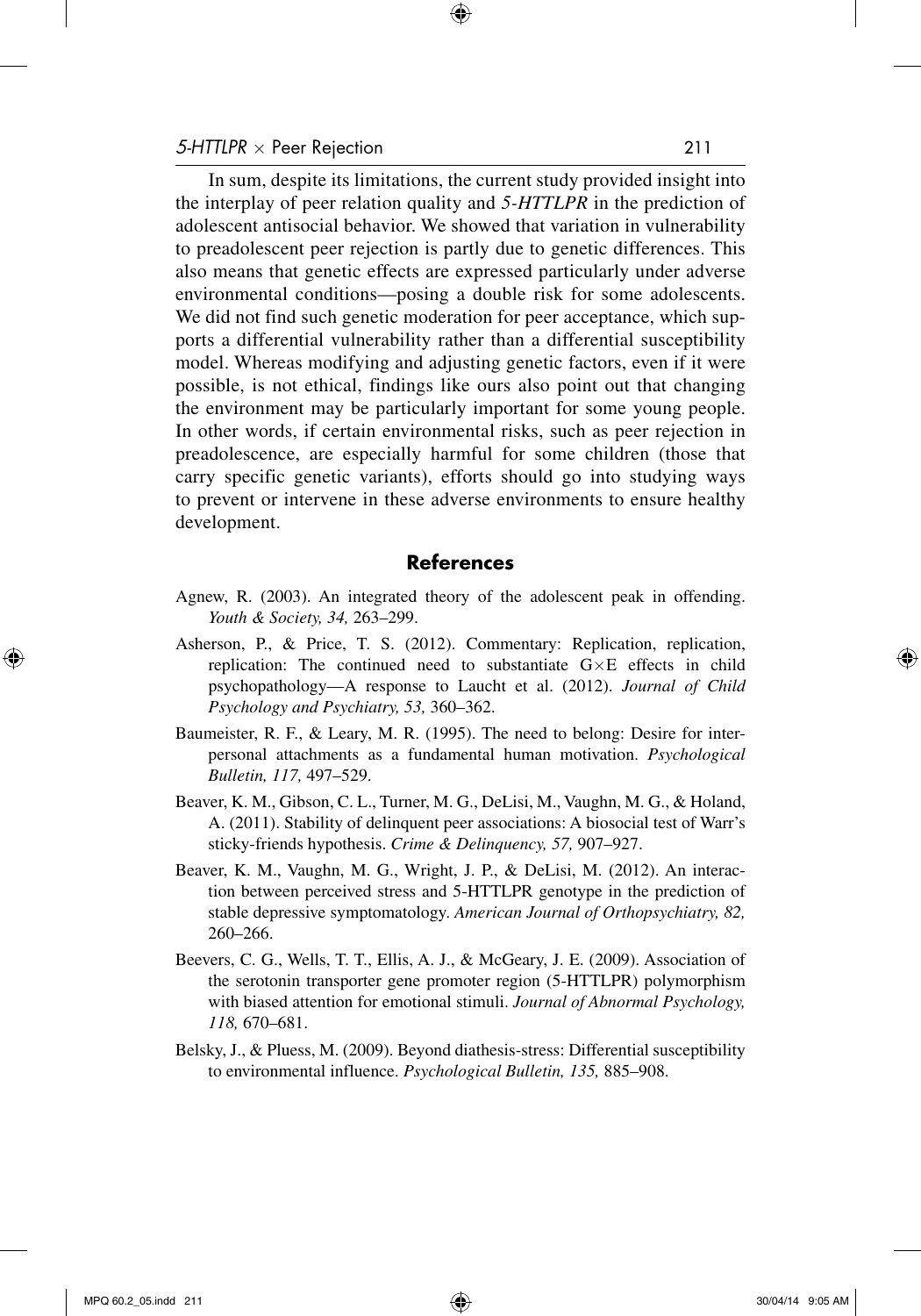In sum, despite its limitations, the current study provided insight into the interplay of peer relation quality and *5-HTTLPR* in the prediction of adolescent antisocial behavior. We showed that variation in vulnerability to preadolescent peer rejection is partly due to genetic differences. This also means that genetic effects are expressed particularly under adverse environmental conditions—posing a double risk for some adolescents. We did not find such genetic moderation for peer acceptance, which supports a differential vulnerability rather than a differential susceptibility model. Whereas modifying and adjusting genetic factors, even if it were possible, is not ethical, findings like ours also point out that changing the environment may be particularly important for some young people. In other words, if certain environmental risks, such as peer rejection in preadolescence, are especially harmful for some children (those that carry specific genetic variants), efforts should go into studying ways to prevent or intervene in these adverse environments to ensure healthy development.

## References

Agnew, R. (2003). An integrated theory of the adolescent peak in offending. *Youth & Society, 34,* 263–299.

Asherson, P., & Price, T. S. (2012). Commentary: Replication, replication, replication: The continued need to substantiate G×E effects in child psychopathology—A response to Laucht et al. (2012). *Journal of Child Psychology and Psychiatry, 53,* 360–362.

Baumeister, R. F., & Leary, M. R. (1995). The need to belong: Desire for interpersonal attachments as a fundamental human motivation. *Psychological Bulletin, 117,* 497–529.

Beaver, K. M., Gibson, C. L., Turner, M. G., DeLisi, M., Vaughn, M. G., & Holand, A. (2011). Stability of delinquent peer associations: A biosocial test of Warr's sticky-friends hypothesis. *Crime & Delinquency, 57,* 907–927.

Beaver, K. M., Vaughn, M. G., Wright, J. P., & DeLisi, M. (2012). An interaction between perceived stress and 5-HTTLPR genotype in the prediction of stable depressive symptomatology. *American Journal of Orthopsychiatry, 82,* 260–266.

Beevers, C. G., Wells, T. T., Ellis, A. J., & McGeary, J. E. (2009). Association of the serotonin transporter gene promoter region (5-HTTLPR) polymorphism with biased attention for emotional stimuli. *Journal of Abnormal Psychology, 118,* 670–681.

Belsky, J., & Pluess, M. (2009). Beyond diathesis-stress: Differential susceptibility to environmental influence. *Psychological Bulletin, 135,* 885–908.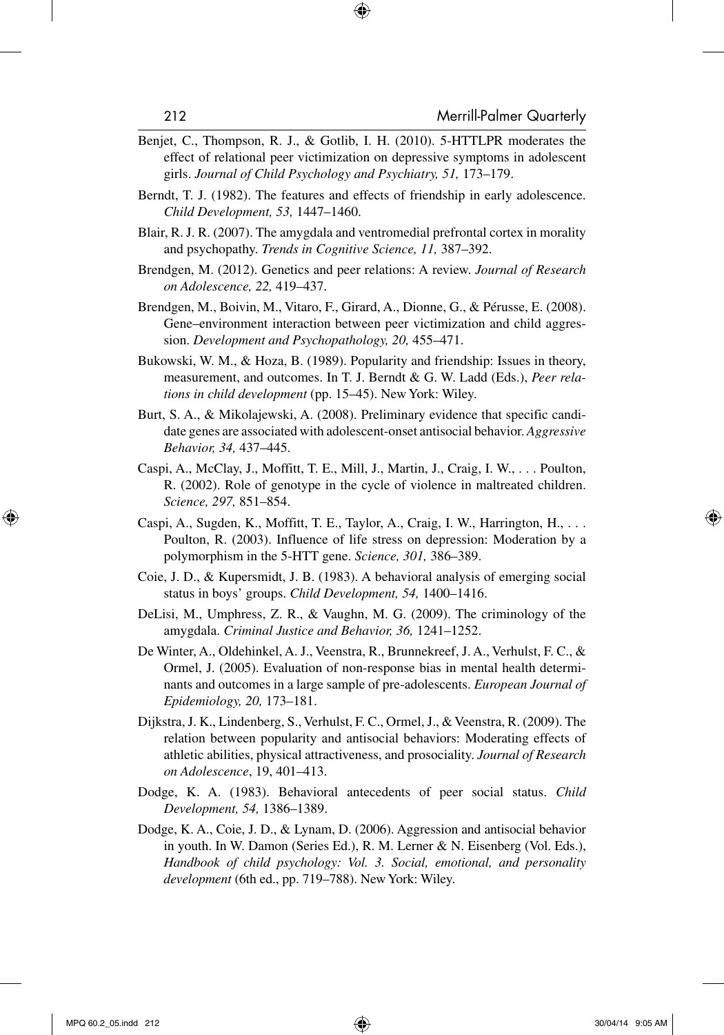Benjet, C., Thompson, R. J., & Gotlib, I. H. (2010). 5-HTTLPR moderates the effect of relational peer victimization on depressive symptoms in adolescent girls. *Journal of Child Psychology and Psychiatry, 51,* 173–179.

Berndt, T. J. (1982). The features and effects of friendship in early adolescence. *Child Development, 53,* 1447–1460.

Blair, R. J. R. (2007). The amygdala and ventromedial prefrontal cortex in morality and psychopathy. *Trends in Cognitive Science, 11,* 387–392.

Brendgen, M. (2012). Genetics and peer relations: A review. *Journal of Research on Adolescence, 22,* 419–437.

Brendgen, M., Boivin, M., Vitaro, F., Girard, A., Dionne, G., & Pérusse, E. (2008). Gene–environment interaction between peer victimization and child aggression. *Development and Psychopathology, 20,* 455–471.

Bukowski, W. M., & Hoza, B. (1989). Popularity and friendship: Issues in theory, measurement, and outcomes. In T. J. Berndt & G. W. Ladd (Eds.), *Peer relations in child development* (pp. 15–45). New York: Wiley.

Burt, S. A., & Mikolajewski, A. (2008). Preliminary evidence that specific candidate genes are associated with adolescent-onset antisocial behavior. *Aggressive Behavior, 34,* 437–445.

Caspi, A., McClay, J., Moffitt, T. E., Mill, J., Martin, J., Craig, I. W., . . . Poulton, R. (2002). Role of genotype in the cycle of violence in maltreated children. *Science, 297,* 851–854.

Caspi, A., Sugden, K., Moffitt, T. E., Taylor, A., Craig, I. W., Harrington, H., . . . Poulton, R. (2003). Influence of life stress on depression: Moderation by a polymorphism in the 5-HTT gene. *Science, 301,* 386–389.

Coie, J. D., & Kupersmidt, J. B. (1983). A behavioral analysis of emerging social status in boys' groups. *Child Development, 54,* 1400–1416.

DeLisi, M., Umphress, Z. R., & Vaughn, M. G. (2009). The criminology of the amygdala. *Criminal Justice and Behavior, 36,* 1241–1252.

De Winter, A., Oldehinkel, A. J., Veenstra, R., Brunnekreef, J. A., Verhulst, F. C., & Ormel, J. (2005). Evaluation of non-response bias in mental health determinants and outcomes in a large sample of pre-adolescents. *European Journal of Epidemiology, 20,* 173–181.

Dijkstra, J. K., Lindenberg, S., Verhulst, F. C., Ormel, J., & Veenstra, R. (2009). The relation between popularity and antisocial behaviors: Moderating effects of athletic abilities, physical attractiveness, and prosociality. *Journal of Research on Adolescence*, 19, 401–413.

Dodge, K. A. (1983). Behavioral antecedents of peer social status. *Child Development, 54,* 1386–1389.

Dodge, K. A., Coie, J. D., & Lynam, D. (2006). Aggression and antisocial behavior in youth. In W. Damon (Series Ed.), R. M. Lerner & N. Eisenberg (Vol. Eds.), *Handbook of child psychology: Vol. 3. Social, emotional, and personality development* (6th ed., pp. 719–788). New York: Wiley.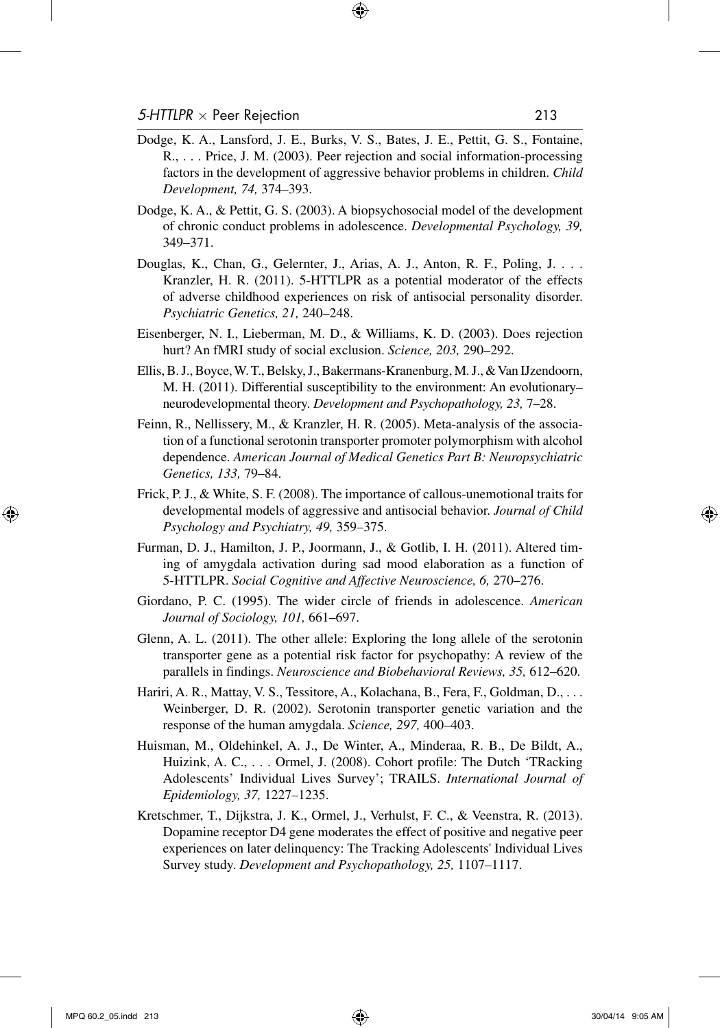Dodge, K. A., Lansford, J. E., Burks, V. S., Bates, J. E., Pettit, G. S., Fontaine, R., . . . Price, J. M. (2003). Peer rejection and social information-processing factors in the development of aggressive behavior problems in children. *Child Development, 74,* 374–393.

Dodge, K. A., & Pettit, G. S. (2003). A biopsychosocial model of the development of chronic conduct problems in adolescence. *Developmental Psychology, 39,* 349–371.

Douglas, K., Chan, G., Gelernter, J., Arias, A. J., Anton, R. F., Poling, J. . . . Kranzler, H. R. (2011). 5-HTTLPR as a potential moderator of the effects of adverse childhood experiences on risk of antisocial personality disorder. *Psychiatric Genetics, 21,* 240–248.

Eisenberger, N. I., Lieberman, M. D., & Williams, K. D. (2003). Does rejection hurt? An fMRI study of social exclusion. *Science, 203,* 290–292.

Ellis, B. J., Boyce, W. T., Belsky, J., Bakermans-Kranenburg, M. J., & Van IJzendoorn, M. H. (2011). Differential susceptibility to the environment: An evolutionary–neurodevelopmental theory. *Development and Psychopathology, 23,* 7–28.

Feinn, R., Nellissery, M., & Kranzler, H. R. (2005). Meta-analysis of the association of a functional serotonin transporter promoter polymorphism with alcohol dependence. *American Journal of Medical Genetics Part B: Neuropsychiatric Genetics, 133,* 79–84.

Frick, P. J., & White, S. F. (2008). The importance of callous-unemotional traits for developmental models of aggressive and antisocial behavior. *Journal of Child Psychology and Psychiatry, 49,* 359–375.

Furman, D. J., Hamilton, J. P., Joormann, J., & Gotlib, I. H. (2011). Altered timing of amygdala activation during sad mood elaboration as a function of 5-HTTLPR. *Social Cognitive and Affective Neuroscience, 6,* 270–276.

Giordano, P. C. (1995). The wider circle of friends in adolescence. *American Journal of Sociology, 101,* 661–697.

Glenn, A. L. (2011). The other allele: Exploring the long allele of the serotonin transporter gene as a potential risk factor for psychopathy: A review of the parallels in findings. *Neuroscience and Biobehavioral Reviews, 35,* 612–620.

Hariri, A. R., Mattay, V. S., Tessitore, A., Kolachana, B., Fera, F., Goldman, D., . . . Weinberger, D. R. (2002). Serotonin transporter genetic variation and the response of the human amygdala. *Science, 297,* 400–403.

Huisman, M., Oldehinkel, A. J., De Winter, A., Minderaa, R. B., De Bildt, A., Huizink, A. C., . . . Ormel, J. (2008). Cohort profile: The Dutch 'TRacking Adolescents' Individual Lives Survey'; TRAILS. *International Journal of Epidemiology, 37,* 1227–1235.

Kretschmer, T., Dijkstra, J. K., Ormel, J., Verhulst, F. C., & Veenstra, R. (2013). Dopamine receptor D4 gene moderates the effect of positive and negative peer experiences on later delinquency: The Tracking Adolescents' Individual Lives Survey study. *Development and Psychopathology, 25,* 1107–1117.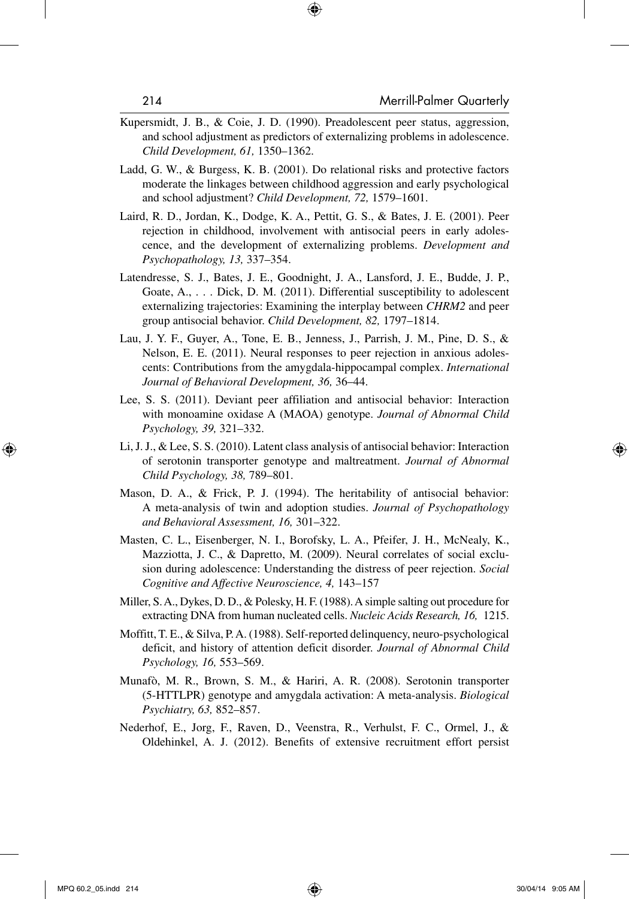Kupersmidt, J. B., & Coie, J. D. (1990). Preadolescent peer status, aggression, and school adjustment as predictors of externalizing problems in adolescence. *Child Development, 61,* 1350–1362.

Ladd, G. W., & Burgess, K. B. (2001). Do relational risks and protective factors moderate the linkages between childhood aggression and early psychological and school adjustment? *Child Development, 72,* 1579–1601.

Laird, R. D., Jordan, K., Dodge, K. A., Pettit, G. S., & Bates, J. E. (2001). Peer rejection in childhood, involvement with antisocial peers in early adolescence, and the development of externalizing problems. *Development and Psychopathology, 13,* 337–354.

Latendresse, S. J., Bates, J. E., Goodnight, J. A., Lansford, J. E., Budde, J. P., Goate, A., . . . Dick, D. M. (2011). Differential susceptibility to adolescent externalizing trajectories: Examining the interplay between *CHRM2* and peer group antisocial behavior. *Child Development, 82,* 1797–1814.

Lau, J. Y. F., Guyer, A., Tone, E. B., Jenness, J., Parrish, J. M., Pine, D. S., & Nelson, E. E. (2011). Neural responses to peer rejection in anxious adolescents: Contributions from the amygdala-hippocampal complex. *International Journal of Behavioral Development, 36,* 36–44.

Lee, S. S. (2011). Deviant peer affiliation and antisocial behavior: Interaction with monoamine oxidase A (MAOA) genotype. *Journal of Abnormal Child Psychology, 39,* 321–332.

Li, J. J., & Lee, S. S. (2010). Latent class analysis of antisocial behavior: Interaction of serotonin transporter genotype and maltreatment. *Journal of Abnormal Child Psychology, 38,* 789–801.

Mason, D. A., & Frick, P. J. (1994). The heritability of antisocial behavior: A meta-analysis of twin and adoption studies. *Journal of Psychopathology and Behavioral Assessment, 16,* 301–322.

Masten, C. L., Eisenberger, N. I., Borofsky, L. A., Pfeifer, J. H., McNealy, K., Mazziotta, J. C., & Dapretto, M. (2009). Neural correlates of social exclusion during adolescence: Understanding the distress of peer rejection. *Social Cognitive and Affective Neuroscience, 4,* 143–157

Miller, S. A., Dykes, D. D., & Polesky, H. F. (1988). A simple salting out procedure for extracting DNA from human nucleated cells. *Nucleic Acids Research, 16,* 1215.

Moffitt, T. E., & Silva, P. A. (1988). Self-reported delinquency, neuro-psychological deficit, and history of attention deficit disorder. *Journal of Abnormal Child Psychology, 16,* 553–569.

Munafò, M. R., Brown, S. M., & Hariri, A. R. (2008). Serotonin transporter (5-HTTLPR) genotype and amygdala activation: A meta-analysis. *Biological Psychiatry, 63,* 852–857.

Nederhof, E., Jorg, F., Raven, D., Veenstra, R., Verhulst, F. C., Ormel, J., & Oldehinkel, A. J. (2012). Benefits of extensive recruitment effort persist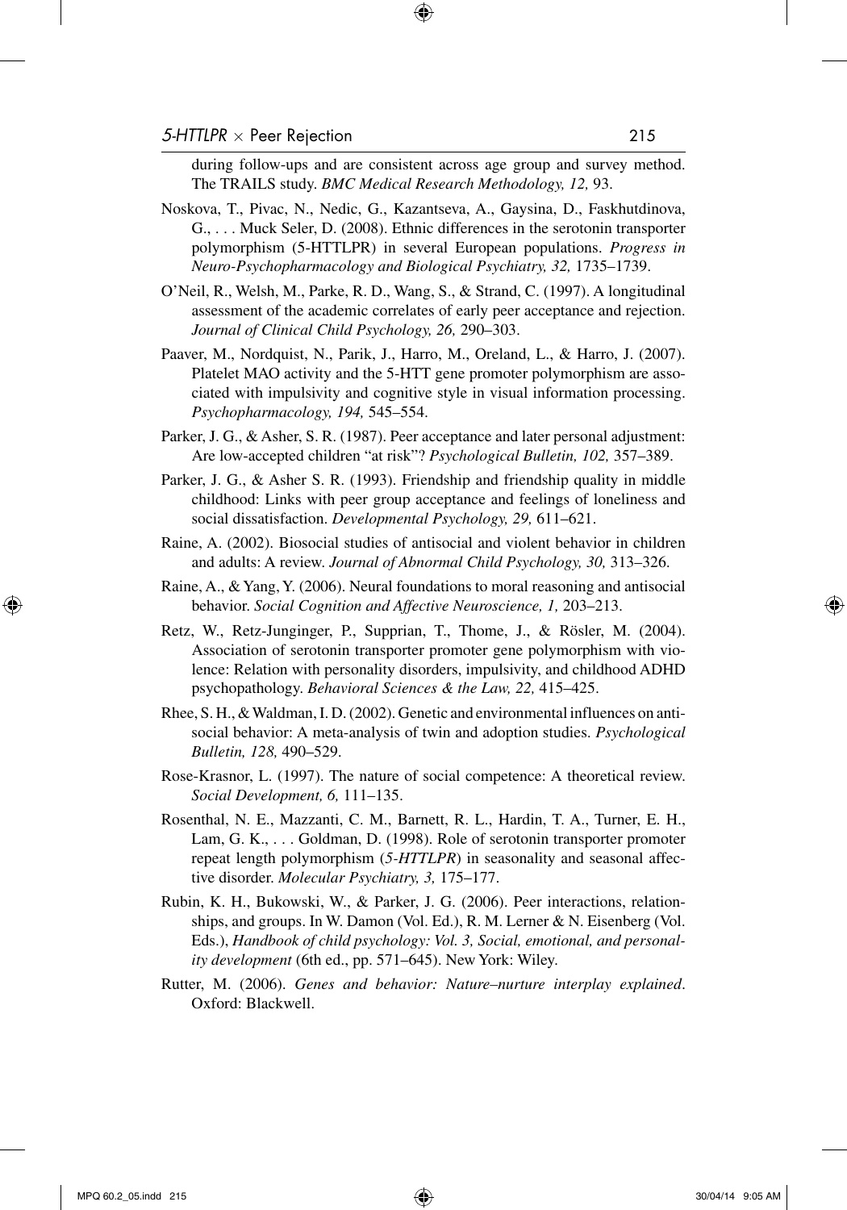during follow-ups and are consistent across age group and survey method. The TRAILS study. *BMC Medical Research Methodology, 12,* 93.

Noskova, T., Pivac, N., Nedic, G., Kazantseva, A., Gaysina, D., Faskhutdinova, G., . . . Muck Seler, D. (2008). Ethnic differences in the serotonin transporter polymorphism (5-HTTLPR) in several European populations. *Progress in Neuro-Psychopharmacology and Biological Psychiatry, 32,* 1735–1739.

O'Neil, R., Welsh, M., Parke, R. D., Wang, S., & Strand, C. (1997). A longitudinal assessment of the academic correlates of early peer acceptance and rejection. *Journal of Clinical Child Psychology, 26,* 290–303.

Paaver, M., Nordquist, N., Parik, J., Harro, M., Oreland, L., & Harro, J. (2007). Platelet MAO activity and the 5-HTT gene promoter polymorphism are associated with impulsivity and cognitive style in visual information processing. *Psychopharmacology, 194,* 545–554.

Parker, J. G., & Asher, S. R. (1987). Peer acceptance and later personal adjustment: Are low-accepted children "at risk"? *Psychological Bulletin, 102,* 357–389.

Parker, J. G., & Asher S. R. (1993). Friendship and friendship quality in middle childhood: Links with peer group acceptance and feelings of loneliness and social dissatisfaction. *Developmental Psychology, 29,* 611–621.

Raine, A. (2002). Biosocial studies of antisocial and violent behavior in children and adults: A review. *Journal of Abnormal Child Psychology, 30,* 313–326.

Raine, A., & Yang, Y. (2006). Neural foundations to moral reasoning and antisocial behavior. *Social Cognition and Affective Neuroscience, 1,* 203–213.

Retz, W., Retz-Junginger, P., Supprian, T., Thome, J., & Rösler, M. (2004). Association of serotonin transporter promoter gene polymorphism with violence: Relation with personality disorders, impulsivity, and childhood ADHD psychopathology. *Behavioral Sciences & the Law, 22,* 415–425.

Rhee, S. H., & Waldman, I. D. (2002). Genetic and environmental influences on antisocial behavior: A meta-analysis of twin and adoption studies. *Psychological Bulletin, 128,* 490–529.

Rose-Krasnor, L. (1997). The nature of social competence: A theoretical review. *Social Development, 6,* 111–135.

Rosenthal, N. E., Mazzanti, C. M., Barnett, R. L., Hardin, T. A., Turner, E. H., Lam, G. K., . . . Goldman, D. (1998). Role of serotonin transporter promoter repeat length polymorphism (*5-HTTLPR*) in seasonality and seasonal affective disorder. *Molecular Psychiatry, 3,* 175–177.

Rubin, K. H., Bukowski, W., & Parker, J. G. (2006). Peer interactions, relationships, and groups. In W. Damon (Vol. Ed.), R. M. Lerner & N. Eisenberg (Vol. Eds.), *Handbook of child psychology: Vol. 3, Social, emotional, and personality development* (6th ed., pp. 571–645). New York: Wiley.

Rutter, M. (2006). *Genes and behavior: Nature–nurture interplay explained*. Oxford: Blackwell.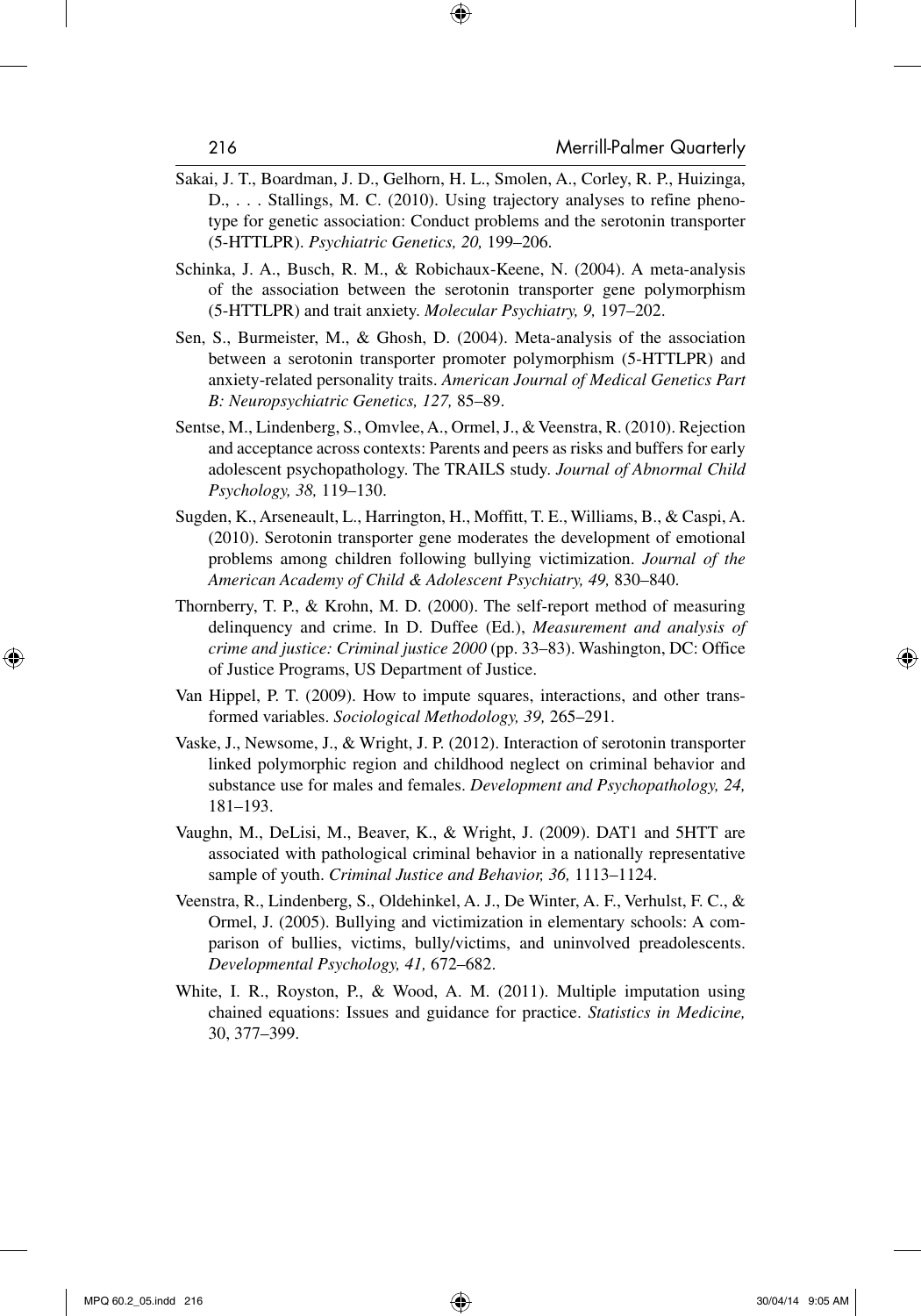Sakai, J. T., Boardman, J. D., Gelhorn, H. L., Smolen, A., Corley, R. P., Huizinga, D., . . . Stallings, M. C. (2010). Using trajectory analyses to refine phenotype for genetic association: Conduct problems and the serotonin transporter (5-HTTLPR). *Psychiatric Genetics, 20,* 199–206.

Schinka, J. A., Busch, R. M., & Robichaux-Keene, N. (2004). A meta-analysis of the association between the serotonin transporter gene polymorphism (5-HTTLPR) and trait anxiety. *Molecular Psychiatry, 9,* 197–202.

Sen, S., Burmeister, M., & Ghosh, D. (2004). Meta-analysis of the association between a serotonin transporter promoter polymorphism (5-HTTLPR) and anxiety-related personality traits. *American Journal of Medical Genetics Part B: Neuropsychiatric Genetics, 127,* 85–89.

Sentse, M., Lindenberg, S., Omvlee, A., Ormel, J., & Veenstra, R. (2010). Rejection and acceptance across contexts: Parents and peers as risks and buffers for early adolescent psychopathology. The TRAILS study. *Journal of Abnormal Child Psychology, 38,* 119–130.

Sugden, K., Arseneault, L., Harrington, H., Moffitt, T. E., Williams, B., & Caspi, A. (2010). Serotonin transporter gene moderates the development of emotional problems among children following bullying victimization. *Journal of the American Academy of Child & Adolescent Psychiatry, 49,* 830–840.

Thornberry, T. P., & Krohn, M. D. (2000). The self-report method of measuring delinquency and crime. In D. Duffee (Ed.), *Measurement and analysis of crime and justice: Criminal justice 2000* (pp. 33–83). Washington, DC: Office of Justice Programs, US Department of Justice.

Van Hippel, P. T. (2009). How to impute squares, interactions, and other transformed variables. *Sociological Methodology, 39,* 265–291.

Vaske, J., Newsome, J., & Wright, J. P. (2012). Interaction of serotonin transporter linked polymorphic region and childhood neglect on criminal behavior and substance use for males and females. *Development and Psychopathology, 24,* 181–193.

Vaughn, M., DeLisi, M., Beaver, K., & Wright, J. (2009). DAT1 and 5HTT are associated with pathological criminal behavior in a nationally representative sample of youth. *Criminal Justice and Behavior, 36,* 1113–1124.

Veenstra, R., Lindenberg, S., Oldehinkel, A. J., De Winter, A. F., Verhulst, F. C., & Ormel, J. (2005). Bullying and victimization in elementary schools: A comparison of bullies, victims, bully/victims, and uninvolved preadolescents. *Developmental Psychology, 41,* 672–682.

White, I. R., Royston, P., & Wood, A. M. (2011). Multiple imputation using chained equations: Issues and guidance for practice. *Statistics in Medicine,* 30, 377–399.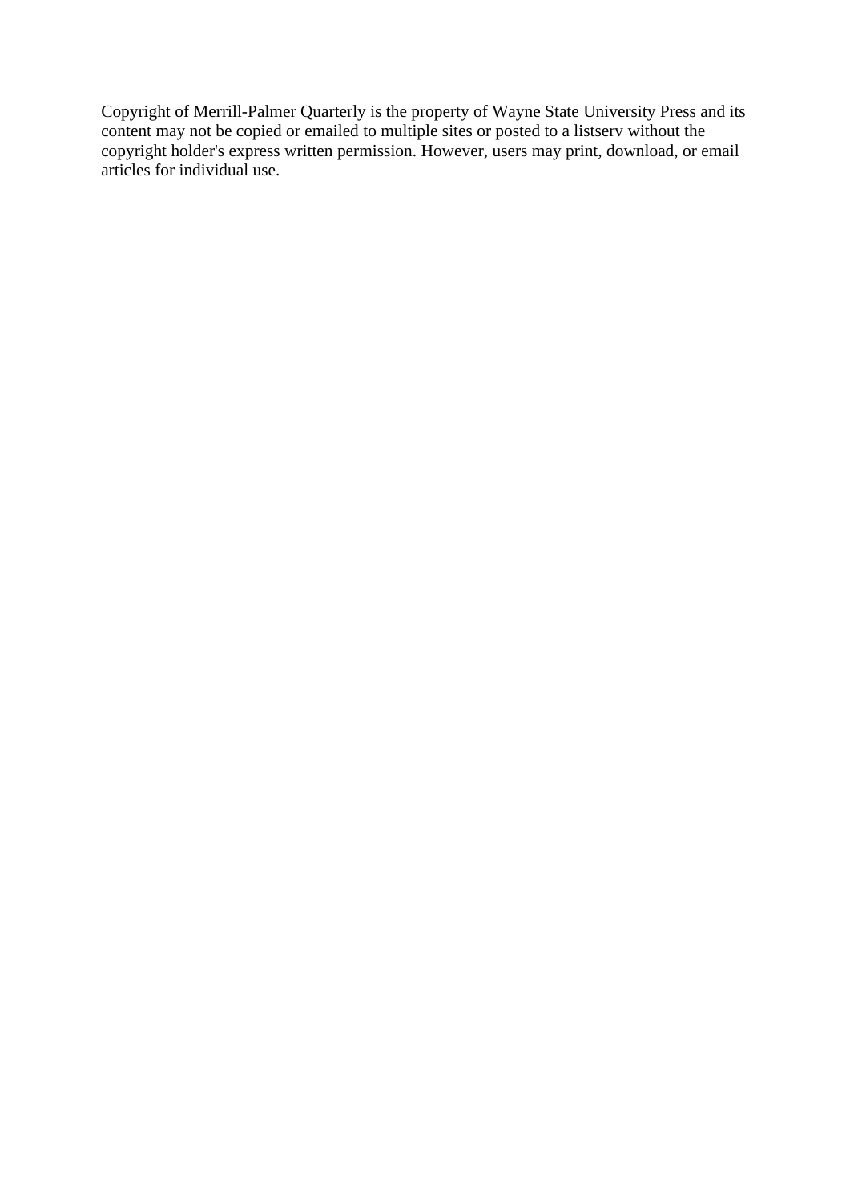Copyright of Merrill-Palmer Quarterly is the property of Wayne State University Press and its content may not be copied or emailed to multiple sites or posted to a listserv without the copyright holder's express written permission. However, users may print, download, or email articles for individual use.